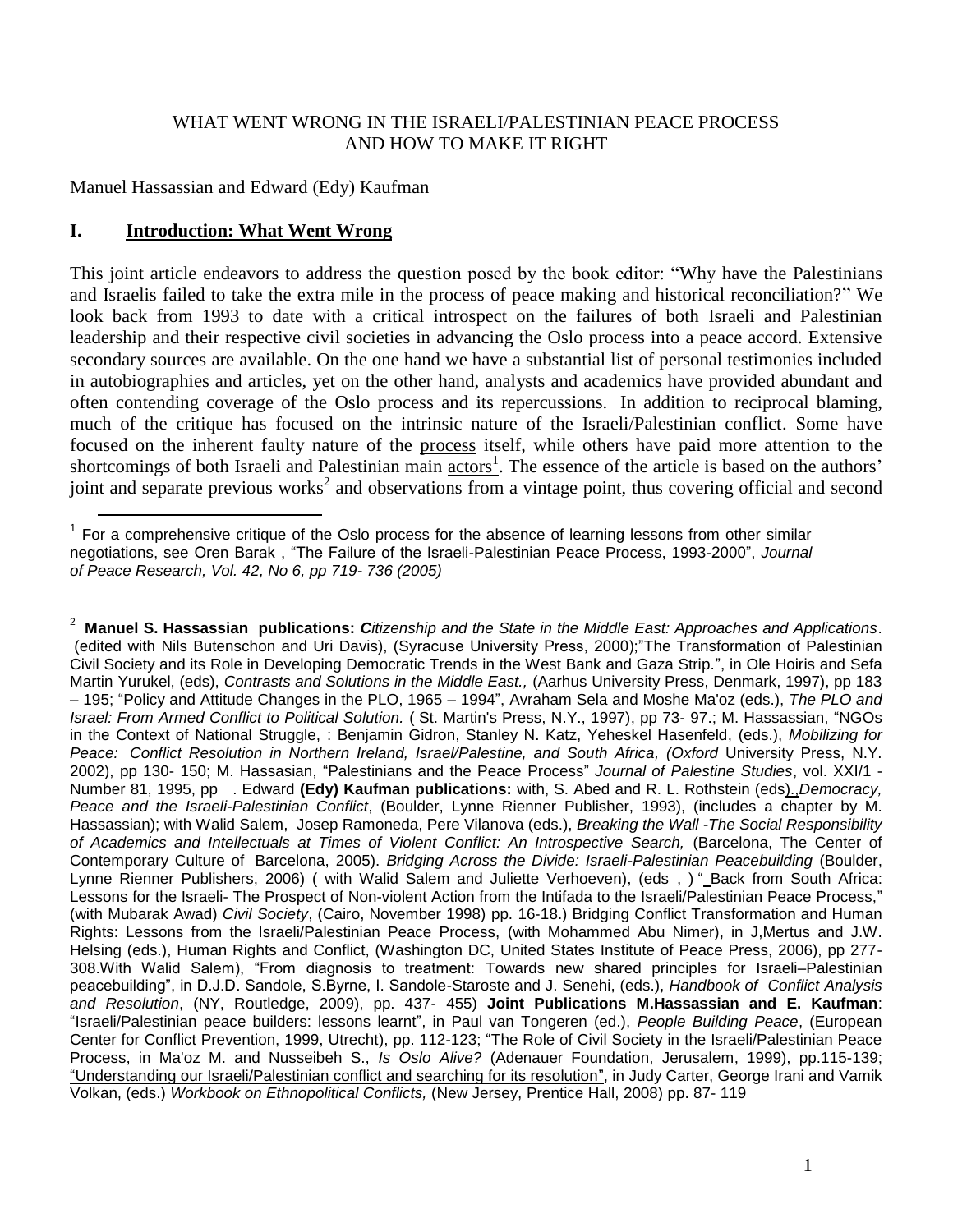WHAT WENT WRONG IN THE ISRAELI/PALESTINIAN PEACE PROCESS
AND HOW TO MAKE IT RIGHT

Manuel Hassassian and Edward (Edy) Kaufman

## I. Introduction: What Went Wrong

This joint article endeavors to address the question posed by the book editor: "Why have the Palestinians and Israelis failed to take the extra mile in the process of peace making and historical reconciliation?" We look back from 1993 to date with a critical introspect on the failures of both Israeli and Palestinian leadership and their respective civil societies in advancing the Oslo process into a peace accord. Extensive secondary sources are available. On the one hand we have a substantial list of personal testimonies included in autobiographies and articles, yet on the other hand, analysts and academics have provided abundant and often contending coverage of the Oslo process and its repercussions. In addition to reciprocal blaming, much of the critique has focused on the intrinsic nature of the Israeli/Palestinian conflict. Some have focused on the inherent faulty nature of the process itself, while others have paid more attention to the shortcomings of both Israeli and Palestinian main actors[1]. The essence of the article is based on the authors' joint and separate previous works[2] and observations from a vintage point, thus covering official and second

[1] For a comprehensive critique of the Oslo process for the absence of learning lessons from other similar negotiations, see Oren Barak , "The Failure of the Israeli-Palestinian Peace Process, 1993-2000", *Journal of Peace Research, Vol. 42, No 6, pp 719- 736 (2005)*

[2] **Manuel S. Hassassian publications:** ***C****itizenship and the State in the Middle East: Approaches and Applications*. (edited with Nils Butenschon and Uri Davis), (Syracuse University Press, 2000);"The Transformation of Palestinian Civil Society and its Role in Developing Democratic Trends in the West Bank and Gaza Strip.", in Ole Hoiris and Sefa Martin Yurukel, (eds), *Contrasts and Solutions in the Middle East.,* (Aarhus University Press, Denmark, 1997), pp 183 – 195; "Policy and Attitude Changes in the PLO, 1965 – 1994", Avraham Sela and Moshe Ma'oz (eds.), *The PLO and Israel: From Armed Conflict to Political Solution.* ( St. Martin's Press, N.Y., 1997), pp 73- 97.; M. Hassassian, "NGOs in the Context of National Struggle, : Benjamin Gidron, Stanley N. Katz, Yeheskel Hasenfeld, (eds.), *Mobilizing for Peace: Conflict Resolution in Northern Ireland, Israel/Palestine, and South Africa, (Oxford* University Press, N.Y. 2002), pp 130- 150; M. Hassasian, "Palestinians and the Peace Process" *Journal of Palestine Studies*, vol. XXI/1 - Number 81, 1995, pp . Edward **(Edy) Kaufman publications:** with, S. Abed and R. L. Rothstein (eds).,*Democracy, Peace and the Israeli-Palestinian Conflict*, (Boulder, Lynne Rienner Publisher, 1993), (includes a chapter by M. Hassassian); with Walid Salem, Josep Ramoneda, Pere Vilanova (eds.), *Breaking the Wall -The Social Responsibility of Academics and Intellectuals at Times of Violent Conflict: An Introspective Search,* (Barcelona, The Center of Contemporary Culture of Barcelona, 2005). *Bridging Across the Divide: Israeli-Palestinian Peacebuilding* (Boulder, Lynne Rienner Publishers, 2006) ( with Walid Salem and Juliette Verhoeven), (eds , ) " Back from South Africa: Lessons for the Israeli- The Prospect of Non-violent Action from the Intifada to the Israeli/Palestinian Peace Process," (with Mubarak Awad) *Civil Society*, (Cairo, November 1998) pp. 16-18.) Bridging Conflict Transformation and Human Rights: Lessons from the Israeli/Palestinian Peace Process, (with Mohammed Abu Nimer), in J,Mertus and J.W. Helsing (eds.), Human Rights and Conflict, (Washington DC, United States Institute of Peace Press, 2006), pp 277-308.With Walid Salem), "From diagnosis to treatment: Towards new shared principles for Israeli–Palestinian peacebuilding", in D.J.D. Sandole, S.Byrne, I. Sandole-Staroste and J. Senehi, (eds.), *Handbook of Conflict Analysis and Resolution*, (NY, Routledge, 2009), pp. 437- 455) **Joint Publications M.Hassassian and E. Kaufman**: "Israeli/Palestinian peace builders: lessons learnt", in Paul van Tongeren (ed.), *People Building Peace*, (European Center for Conflict Prevention, 1999, Utrecht), pp. 112-123; "The Role of Civil Society in the Israeli/Palestinian Peace Process, in Ma'oz M. and Nusseibeh S., *Is Oslo Alive?* (Adenauer Foundation, Jerusalem, 1999), pp.115-139; "Understanding our Israeli/Palestinian conflict and searching for its resolution", in Judy Carter, George Irani and Vamik Volkan, (eds.) *Workbook on Ethnopolitical Conflicts,* (New Jersey, Prentice Hall, 2008) pp. 87- 119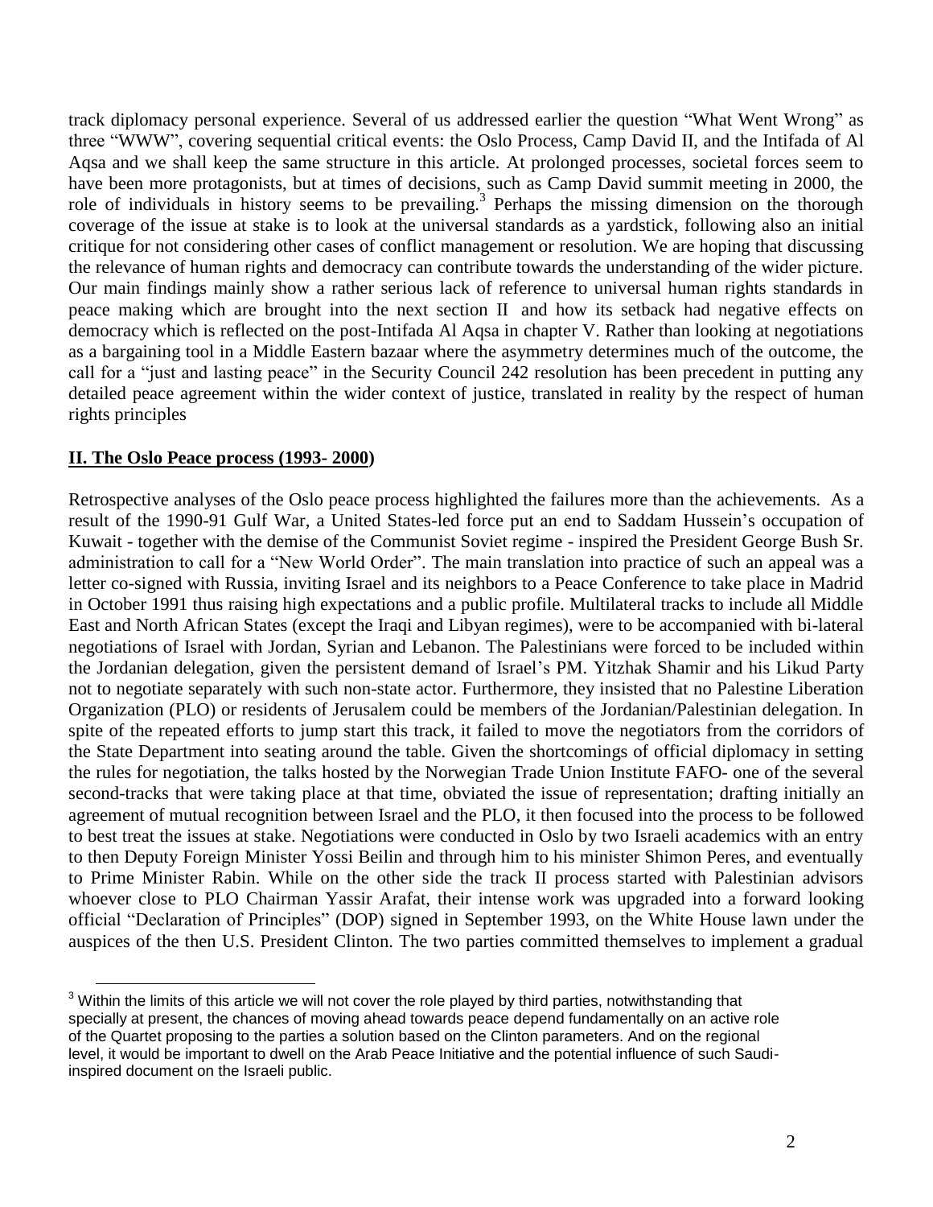track diplomacy personal experience. Several of us addressed earlier the question "What Went Wrong" as three "WWW", covering sequential critical events: the Oslo Process, Camp David II, and the Intifada of Al Aqsa and we shall keep the same structure in this article. At prolonged processes, societal forces seem to have been more protagonists, but at times of decisions, such as Camp David summit meeting in 2000, the role of individuals in history seems to be prevailing.[3] Perhaps the missing dimension on the thorough coverage of the issue at stake is to look at the universal standards as a yardstick, following also an initial critique for not considering other cases of conflict management or resolution. We are hoping that discussing the relevance of human rights and democracy can contribute towards the understanding of the wider picture. Our main findings mainly show a rather serious lack of reference to universal human rights standards in peace making which are brought into the next section II and how its setback had negative effects on democracy which is reflected on the post-Intifada Al Aqsa in chapter V. Rather than looking at negotiations as a bargaining tool in a Middle Eastern bazaar where the asymmetry determines much of the outcome, the call for a "just and lasting peace" in the Security Council 242 resolution has been precedent in putting any detailed peace agreement within the wider context of justice, translated in reality by the respect of human rights principles

## II. The Oslo Peace process (1993- 2000)

Retrospective analyses of the Oslo peace process highlighted the failures more than the achievements. As a result of the 1990-91 Gulf War, a United States-led force put an end to Saddam Hussein's occupation of Kuwait - together with the demise of the Communist Soviet regime - inspired the President George Bush Sr. administration to call for a "New World Order". The main translation into practice of such an appeal was a letter co-signed with Russia, inviting Israel and its neighbors to a Peace Conference to take place in Madrid in October 1991 thus raising high expectations and a public profile. Multilateral tracks to include all Middle East and North African States (except the Iraqi and Libyan regimes), were to be accompanied with bi-lateral negotiations of Israel with Jordan, Syrian and Lebanon. The Palestinians were forced to be included within the Jordanian delegation, given the persistent demand of Israel's PM. Yitzhak Shamir and his Likud Party not to negotiate separately with such non-state actor. Furthermore, they insisted that no Palestine Liberation Organization (PLO) or residents of Jerusalem could be members of the Jordanian/Palestinian delegation. In spite of the repeated efforts to jump start this track, it failed to move the negotiators from the corridors of the State Department into seating around the table. Given the shortcomings of official diplomacy in setting the rules for negotiation, the talks hosted by the Norwegian Trade Union Institute FAFO- one of the several second-tracks that were taking place at that time, obviated the issue of representation; drafting initially an agreement of mutual recognition between Israel and the PLO, it then focused into the process to be followed to best treat the issues at stake. Negotiations were conducted in Oslo by two Israeli academics with an entry to then Deputy Foreign Minister Yossi Beilin and through him to his minister Shimon Peres, and eventually to Prime Minister Rabin. While on the other side the track II process started with Palestinian advisors whoever close to PLO Chairman Yassir Arafat, their intense work was upgraded into a forward looking official "Declaration of Principles" (DOP) signed in September 1993, on the White House lawn under the auspices of the then U.S. President Clinton. The two parties committed themselves to implement a gradual

[3] Within the limits of this article we will not cover the role played by third parties, notwithstanding that specially at present, the chances of moving ahead towards peace depend fundamentally on an active role of the Quartet proposing to the parties a solution based on the Clinton parameters. And on the regional level, it would be important to dwell on the Arab Peace Initiative and the potential influence of such Saudi-inspired document on the Israeli public.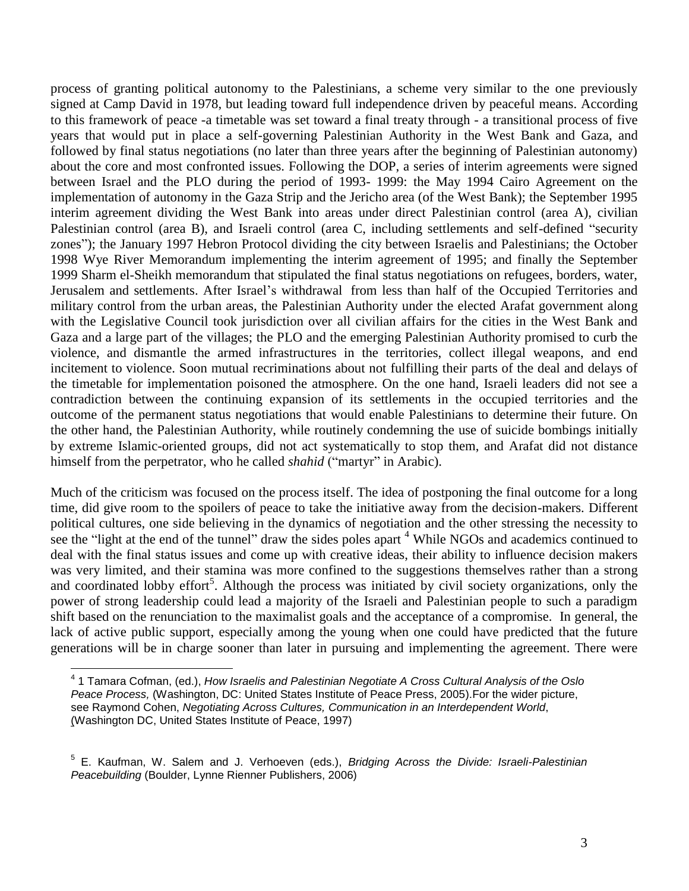process of granting political autonomy to the Palestinians, a scheme very similar to the one previously signed at Camp David in 1978, but leading toward full independence driven by peaceful means. According to this framework of peace -a timetable was set toward a final treaty through - a transitional process of five years that would put in place a self-governing Palestinian Authority in the West Bank and Gaza, and followed by final status negotiations (no later than three years after the beginning of Palestinian autonomy) about the core and most confronted issues. Following the DOP, a series of interim agreements were signed between Israel and the PLO during the period of 1993- 1999: the May 1994 Cairo Agreement on the implementation of autonomy in the Gaza Strip and the Jericho area (of the West Bank); the September 1995 interim agreement dividing the West Bank into areas under direct Palestinian control (area A), civilian Palestinian control (area B), and Israeli control (area C, including settlements and self-defined "security zones"); the January 1997 Hebron Protocol dividing the city between Israelis and Palestinians; the October 1998 Wye River Memorandum implementing the interim agreement of 1995; and finally the September 1999 Sharm el-Sheikh memorandum that stipulated the final status negotiations on refugees, borders, water, Jerusalem and settlements. After Israel's withdrawal from less than half of the Occupied Territories and military control from the urban areas, the Palestinian Authority under the elected Arafat government along with the Legislative Council took jurisdiction over all civilian affairs for the cities in the West Bank and Gaza and a large part of the villages; the PLO and the emerging Palestinian Authority promised to curb the violence, and dismantle the armed infrastructures in the territories, collect illegal weapons, and end incitement to violence. Soon mutual recriminations about not fulfilling their parts of the deal and delays of the timetable for implementation poisoned the atmosphere. On the one hand, Israeli leaders did not see a contradiction between the continuing expansion of its settlements in the occupied territories and the outcome of the permanent status negotiations that would enable Palestinians to determine their future. On the other hand, the Palestinian Authority, while routinely condemning the use of suicide bombings initially by extreme Islamic-oriented groups, did not act systematically to stop them, and Arafat did not distance himself from the perpetrator, who he called *shahid* ("martyr" in Arabic).

Much of the criticism was focused on the process itself. The idea of postponing the final outcome for a long time, did give room to the spoilers of peace to take the initiative away from the decision-makers. Different political cultures, one side believing in the dynamics of negotiation and the other stressing the necessity to see the "light at the end of the tunnel" draw the sides poles apart [4] While NGOs and academics continued to deal with the final status issues and come up with creative ideas, their ability to influence decision makers was very limited, and their stamina was more confined to the suggestions themselves rather than a strong and coordinated lobby effort[5]. Although the process was initiated by civil society organizations, only the power of strong leadership could lead a majority of the Israeli and Palestinian people to such a paradigm shift based on the renunciation to the maximalist goals and the acceptance of a compromise. In general, the lack of active public support, especially among the young when one could have predicted that the future generations will be in charge sooner than later in pursuing and implementing the agreement. There were

---

[4] 1 Tamara Cofman, (ed.), *How Israelis and Palestinian Negotiate A Cross Cultural Analysis of the Oslo Peace Process,* (Washington, DC: United States Institute of Peace Press, 2005).For the wider picture, see Raymond Cohen, *Negotiating Across Cultures, Communication in an Interdependent World*, (Washington DC, United States Institute of Peace, 1997)

[5] E. Kaufman, W. Salem and J. Verhoeven (eds.), *Bridging Across the Divide: Israeli-Palestinian Peacebuilding* (Boulder, Lynne Rienner Publishers, 2006)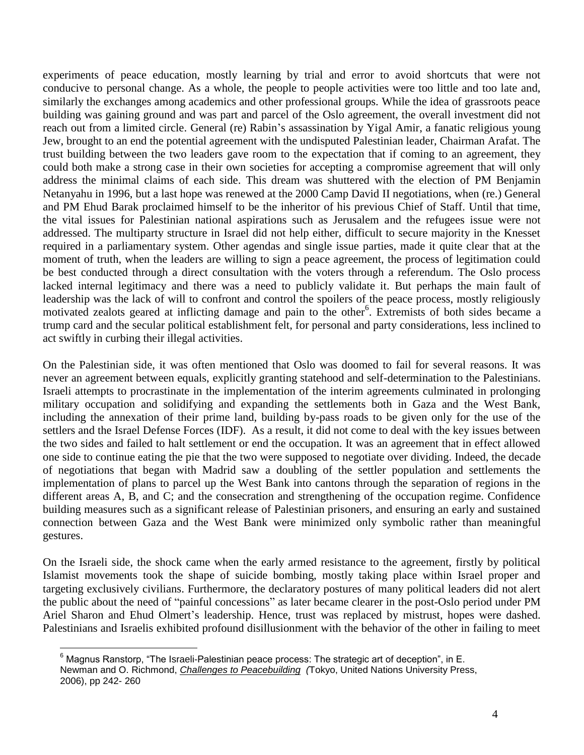experiments of peace education, mostly learning by trial and error to avoid shortcuts that were not conducive to personal change. As a whole, the people to people activities were too little and too late and, similarly the exchanges among academics and other professional groups. While the idea of grassroots peace building was gaining ground and was part and parcel of the Oslo agreement, the overall investment did not reach out from a limited circle. General (re) Rabin's assassination by Yigal Amir, a fanatic religious young Jew, brought to an end the potential agreement with the undisputed Palestinian leader, Chairman Arafat. The trust building between the two leaders gave room to the expectation that if coming to an agreement, they could both make a strong case in their own societies for accepting a compromise agreement that will only address the minimal claims of each side. This dream was shuttered with the election of PM Benjamin Netanyahu in 1996, but a last hope was renewed at the 2000 Camp David II negotiations, when (re.) General and PM Ehud Barak proclaimed himself to be the inheritor of his previous Chief of Staff. Until that time, the vital issues for Palestinian national aspirations such as Jerusalem and the refugees issue were not addressed. The multiparty structure in Israel did not help either, difficult to secure majority in the Knesset required in a parliamentary system. Other agendas and single issue parties, made it quite clear that at the moment of truth, when the leaders are willing to sign a peace agreement, the process of legitimation could be best conducted through a direct consultation with the voters through a referendum. The Oslo process lacked internal legitimacy and there was a need to publicly validate it. But perhaps the main fault of leadership was the lack of will to confront and control the spoilers of the peace process, mostly religiously motivated zealots geared at inflicting damage and pain to the other[6]. Extremists of both sides became a trump card and the secular political establishment felt, for personal and party considerations, less inclined to act swiftly in curbing their illegal activities.

On the Palestinian side, it was often mentioned that Oslo was doomed to fail for several reasons. It was never an agreement between equals, explicitly granting statehood and self-determination to the Palestinians. Israeli attempts to procrastinate in the implementation of the interim agreements culminated in prolonging military occupation and solidifying and expanding the settlements both in Gaza and the West Bank, including the annexation of their prime land, building by-pass roads to be given only for the use of the settlers and the Israel Defense Forces (IDF). As a result, it did not come to deal with the key issues between the two sides and failed to halt settlement or end the occupation. It was an agreement that in effect allowed one side to continue eating the pie that the two were supposed to negotiate over dividing. Indeed, the decade of negotiations that began with Madrid saw a doubling of the settler population and settlements the implementation of plans to parcel up the West Bank into cantons through the separation of regions in the different areas A, B, and C; and the consecration and strengthening of the occupation regime. Confidence building measures such as a significant release of Palestinian prisoners, and ensuring an early and sustained connection between Gaza and the West Bank were minimized only symbolic rather than meaningful gestures.

On the Israeli side, the shock came when the early armed resistance to the agreement, firstly by political Islamist movements took the shape of suicide bombing, mostly taking place within Israel proper and targeting exclusively civilians. Furthermore, the declaratory postures of many political leaders did not alert the public about the need of "painful concessions" as later became clearer in the post-Oslo period under PM Ariel Sharon and Ehud Olmert's leadership. Hence, trust was replaced by mistrust, hopes were dashed. Palestinians and Israelis exhibited profound disillusionment with the behavior of the other in failing to meet

---

[6] Magnus Ranstorp, "The Israeli-Palestinian peace process: The strategic art of deception", in E. Newman and O. Richmond, *Challenges to Peacebuilding* (Tokyo, United Nations University Press, 2006), pp 242- 260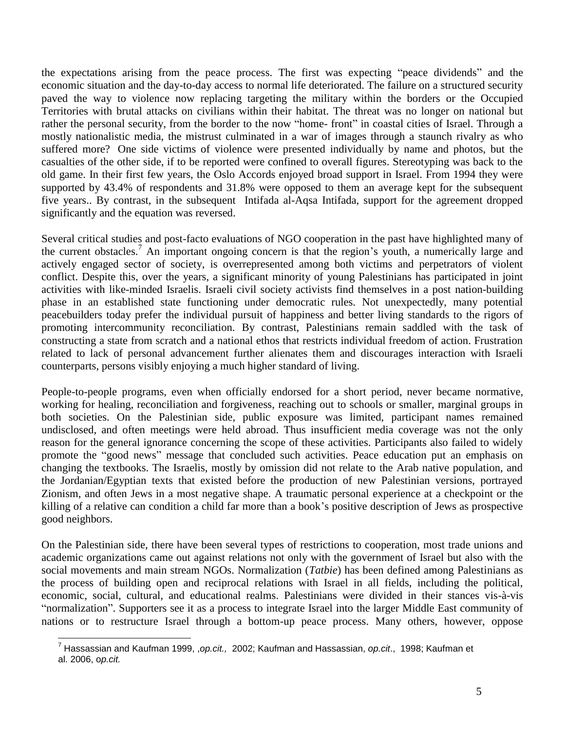the expectations arising from the peace process. The first was expecting "peace dividends" and the economic situation and the day-to-day access to normal life deteriorated. The failure on a structured security paved the way to violence now replacing targeting the military within the borders or the Occupied Territories with brutal attacks on civilians within their habitat. The threat was no longer on national but rather the personal security, from the border to the now "home- front" in coastal cities of Israel. Through a mostly nationalistic media, the mistrust culminated in a war of images through a staunch rivalry as who suffered more? One side victims of violence were presented individually by name and photos, but the casualties of the other side, if to be reported were confined to overall figures. Stereotyping was back to the old game. In their first few years, the Oslo Accords enjoyed broad support in Israel. From 1994 they were supported by 43.4% of respondents and 31.8% were opposed to them an average kept for the subsequent five years.. By contrast, in the subsequent Intifada al-Aqsa Intifada, support for the agreement dropped significantly and the equation was reversed.

Several critical studies and post-facto evaluations of NGO cooperation in the past have highlighted many of the current obstacles.[7] An important ongoing concern is that the region's youth, a numerically large and actively engaged sector of society, is overrepresented among both victims and perpetrators of violent conflict. Despite this, over the years, a significant minority of young Palestinians has participated in joint activities with like-minded Israelis. Israeli civil society activists find themselves in a post nation-building phase in an established state functioning under democratic rules. Not unexpectedly, many potential peacebuilders today prefer the individual pursuit of happiness and better living standards to the rigors of promoting intercommunity reconciliation. By contrast, Palestinians remain saddled with the task of constructing a state from scratch and a national ethos that restricts individual freedom of action. Frustration related to lack of personal advancement further alienates them and discourages interaction with Israeli counterparts, persons visibly enjoying a much higher standard of living.

People-to-people programs, even when officially endorsed for a short period, never became normative, working for healing, reconciliation and forgiveness, reaching out to schools or smaller, marginal groups in both societies. On the Palestinian side, public exposure was limited, participant names remained undisclosed, and often meetings were held abroad. Thus insufficient media coverage was not the only reason for the general ignorance concerning the scope of these activities. Participants also failed to widely promote the "good news" message that concluded such activities. Peace education put an emphasis on changing the textbooks. The Israelis, mostly by omission did not relate to the Arab native population, and the Jordanian/Egyptian texts that existed before the production of new Palestinian versions, portrayed Zionism, and often Jews in a most negative shape. A traumatic personal experience at a checkpoint or the killing of a relative can condition a child far more than a book's positive description of Jews as prospective good neighbors.

On the Palestinian side, there have been several types of restrictions to cooperation, most trade unions and academic organizations came out against relations not only with the government of Israel but also with the social movements and main stream NGOs. Normalization (*Tatbie*) has been defined among Palestinians as the process of building open and reciprocal relations with Israel in all fields, including the political, economic, social, cultural, and educational realms. Palestinians were divided in their stances vis-à-vis "normalization". Supporters see it as a process to integrate Israel into the larger Middle East community of nations or to restructure Israel through a bottom-up peace process. Many others, however, oppose

---

[7] Hassassian and Kaufman 1999, ,*op.cit.,* 2002; Kaufman and Hassassian, *op.cit.*, 1998; Kaufman et al. 2006, o*p.cit.*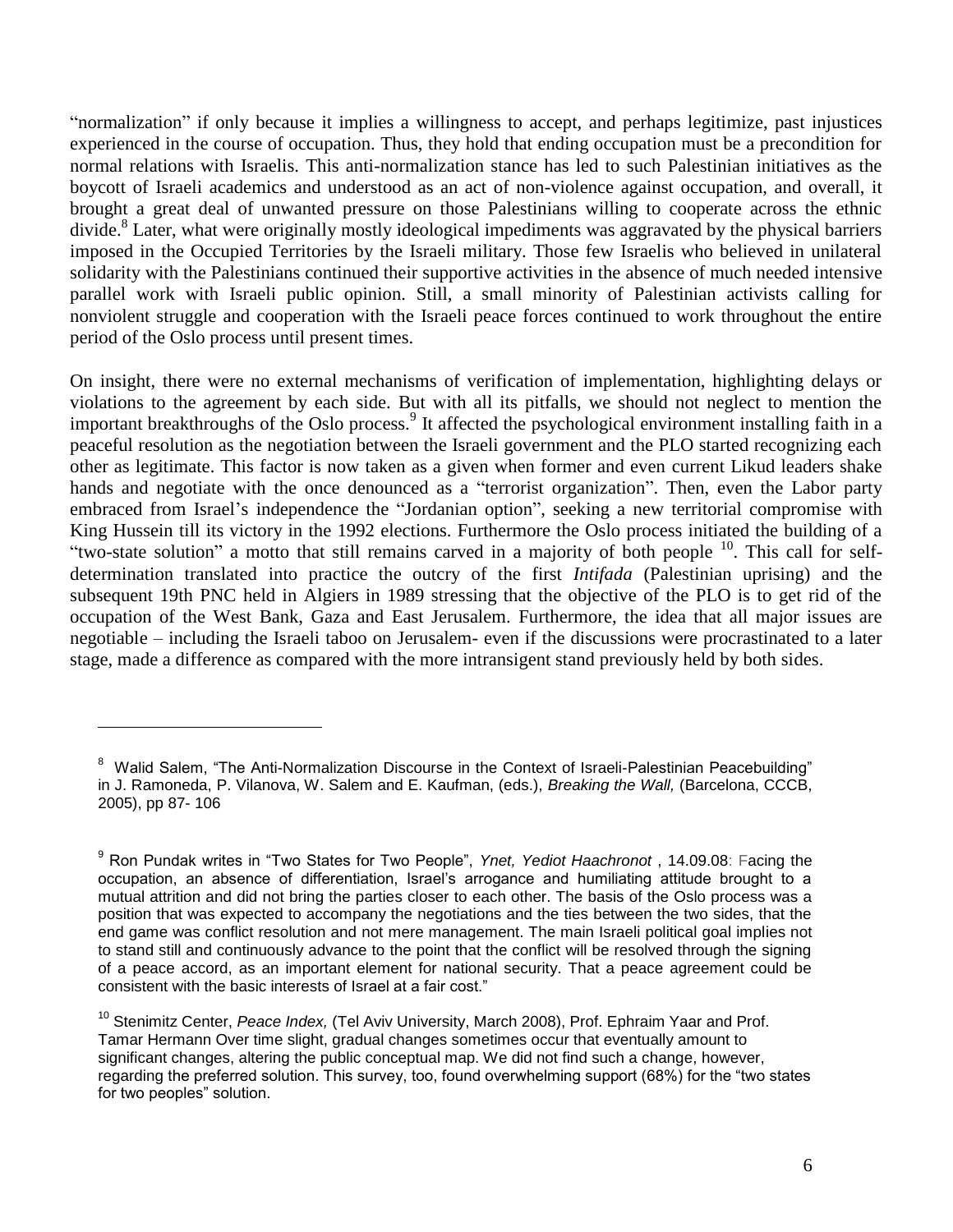"normalization" if only because it implies a willingness to accept, and perhaps legitimize, past injustices experienced in the course of occupation. Thus, they hold that ending occupation must be a precondition for normal relations with Israelis. This anti-normalization stance has led to such Palestinian initiatives as the boycott of Israeli academics and understood as an act of non-violence against occupation, and overall, it brought a great deal of unwanted pressure on those Palestinians willing to cooperate across the ethnic divide.[8] Later, what were originally mostly ideological impediments was aggravated by the physical barriers imposed in the Occupied Territories by the Israeli military. Those few Israelis who believed in unilateral solidarity with the Palestinians continued their supportive activities in the absence of much needed intensive parallel work with Israeli public opinion. Still, a small minority of Palestinian activists calling for nonviolent struggle and cooperation with the Israeli peace forces continued to work throughout the entire period of the Oslo process until present times.

On insight, there were no external mechanisms of verification of implementation, highlighting delays or violations to the agreement by each side. But with all its pitfalls, we should not neglect to mention the important breakthroughs of the Oslo process.[9] It affected the psychological environment installing faith in a peaceful resolution as the negotiation between the Israeli government and the PLO started recognizing each other as legitimate. This factor is now taken as a given when former and even current Likud leaders shake hands and negotiate with the once denounced as a "terrorist organization". Then, even the Labor party embraced from Israel's independence the "Jordanian option", seeking a new territorial compromise with King Hussein till its victory in the 1992 elections. Furthermore the Oslo process initiated the building of a "two-state solution" a motto that still remains carved in a majority of both people [10]. This call for self-determination translated into practice the outcry of the first *Intifada* (Palestinian uprising) and the subsequent 19th PNC held in Algiers in 1989 stressing that the objective of the PLO is to get rid of the occupation of the West Bank, Gaza and East Jerusalem. Furthermore, the idea that all major issues are negotiable – including the Israeli taboo on Jerusalem- even if the discussions were procrastinated to a later stage, made a difference as compared with the more intransigent stand previously held by both sides.

---

[8] Walid Salem, "The Anti-Normalization Discourse in the Context of Israeli-Palestinian Peacebuilding" in J. Ramoneda, P. Vilanova, W. Salem and E. Kaufman, (eds.), *Breaking the Wall,* (Barcelona, CCCB, 2005), pp 87- 106

[9] Ron Pundak writes in "Two States for Two People", *Ynet, Yediot Haachronot* , 14.09.08: Facing the occupation, an absence of differentiation, Israel's arrogance and humiliating attitude brought to a mutual attrition and did not bring the parties closer to each other. The basis of the Oslo process was a position that was expected to accompany the negotiations and the ties between the two sides, that the end game was conflict resolution and not mere management. The main Israeli political goal implies not to stand still and continuously advance to the point that the conflict will be resolved through the signing of a peace accord, as an important element for national security. That a peace agreement could be consistent with the basic interests of Israel at a fair cost."

[10] Stenimitz Center, *Peace Index,* (Tel Aviv University, March 2008), Prof. Ephraim Yaar and Prof. Tamar Hermann Over time slight, gradual changes sometimes occur that eventually amount to significant changes, altering the public conceptual map. We did not find such a change, however, regarding the preferred solution. This survey, too, found overwhelming support (68%) for the "two states for two peoples" solution.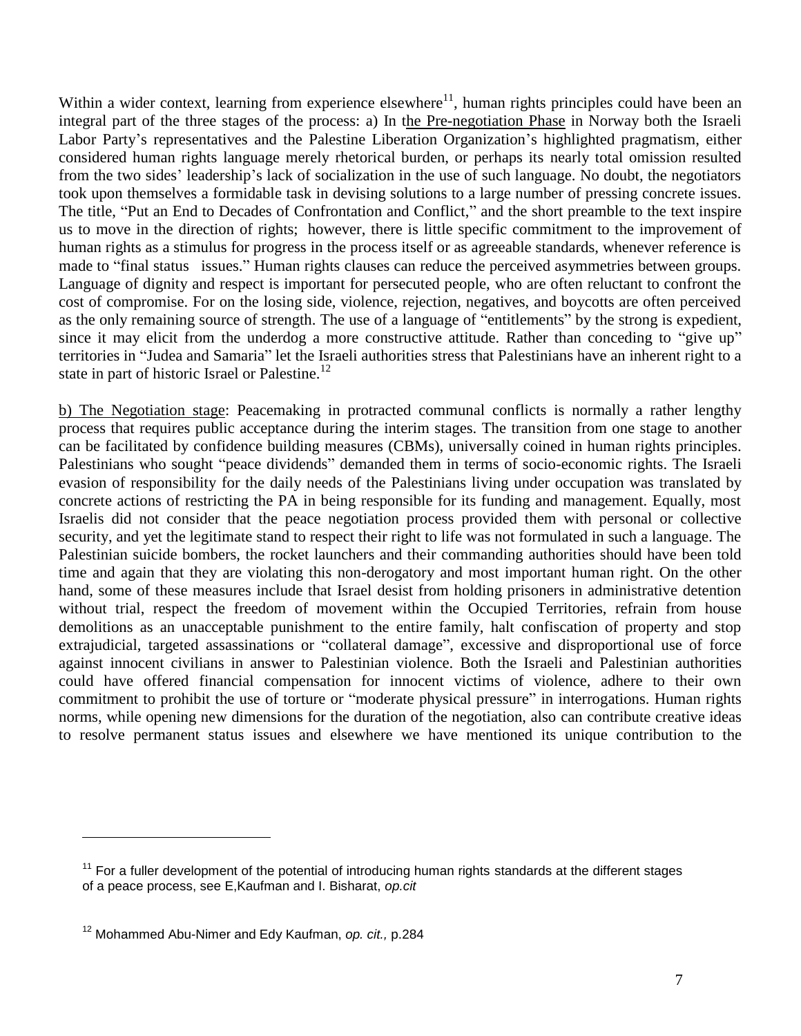Within a wider context, learning from experience elsewhere[11], human rights principles could have been an integral part of the three stages of the process: a) In t<u>he Pre-negotiation Phase</u> in Norway both the Israeli Labor Party's representatives and the Palestine Liberation Organization's highlighted pragmatism, either considered human rights language merely rhetorical burden, or perhaps its nearly total omission resulted from the two sides' leadership's lack of socialization in the use of such language. No doubt, the negotiators took upon themselves a formidable task in devising solutions to a large number of pressing concrete issues. The title, "Put an End to Decades of Confrontation and Conflict," and the short preamble to the text inspire us to move in the direction of rights; however, there is little specific commitment to the improvement of human rights as a stimulus for progress in the process itself or as agreeable standards, whenever reference is made to "final status issues." Human rights clauses can reduce the perceived asymmetries between groups. Language of dignity and respect is important for persecuted people, who are often reluctant to confront the cost of compromise. For on the losing side, violence, rejection, negatives, and boycotts are often perceived as the only remaining source of strength. The use of a language of "entitlements" by the strong is expedient, since it may elicit from the underdog a more constructive attitude. Rather than conceding to "give up" territories in "Judea and Samaria" let the Israeli authorities stress that Palestinians have an inherent right to a state in part of historic Israel or Palestine.[12]

<u>b) The Negotiation stage</u>: Peacemaking in protracted communal conflicts is normally a rather lengthy process that requires public acceptance during the interim stages. The transition from one stage to another can be facilitated by confidence building measures (CBMs), universally coined in human rights principles. Palestinians who sought "peace dividends" demanded them in terms of socio-economic rights. The Israeli evasion of responsibility for the daily needs of the Palestinians living under occupation was translated by concrete actions of restricting the PA in being responsible for its funding and management. Equally, most Israelis did not consider that the peace negotiation process provided them with personal or collective security, and yet the legitimate stand to respect their right to life was not formulated in such a language. The Palestinian suicide bombers, the rocket launchers and their commanding authorities should have been told time and again that they are violating this non-derogatory and most important human right. On the other hand, some of these measures include that Israel desist from holding prisoners in administrative detention without trial, respect the freedom of movement within the Occupied Territories, refrain from house demolitions as an unacceptable punishment to the entire family, halt confiscation of property and stop extrajudicial, targeted assassinations or "collateral damage", excessive and disproportional use of force against innocent civilians in answer to Palestinian violence. Both the Israeli and Palestinian authorities could have offered financial compensation for innocent victims of violence, adhere to their own commitment to prohibit the use of torture or "moderate physical pressure" in interrogations. Human rights norms, while opening new dimensions for the duration of the negotiation, also can contribute creative ideas to resolve permanent status issues and elsewhere we have mentioned its unique contribution to the

---

[11] For a fuller development of the potential of introducing human rights standards at the different stages of a peace process, see E,Kaufman and I. Bisharat, *op.cit*

[12] Mohammed Abu-Nimer and Edy Kaufman, *op. cit.,* p.284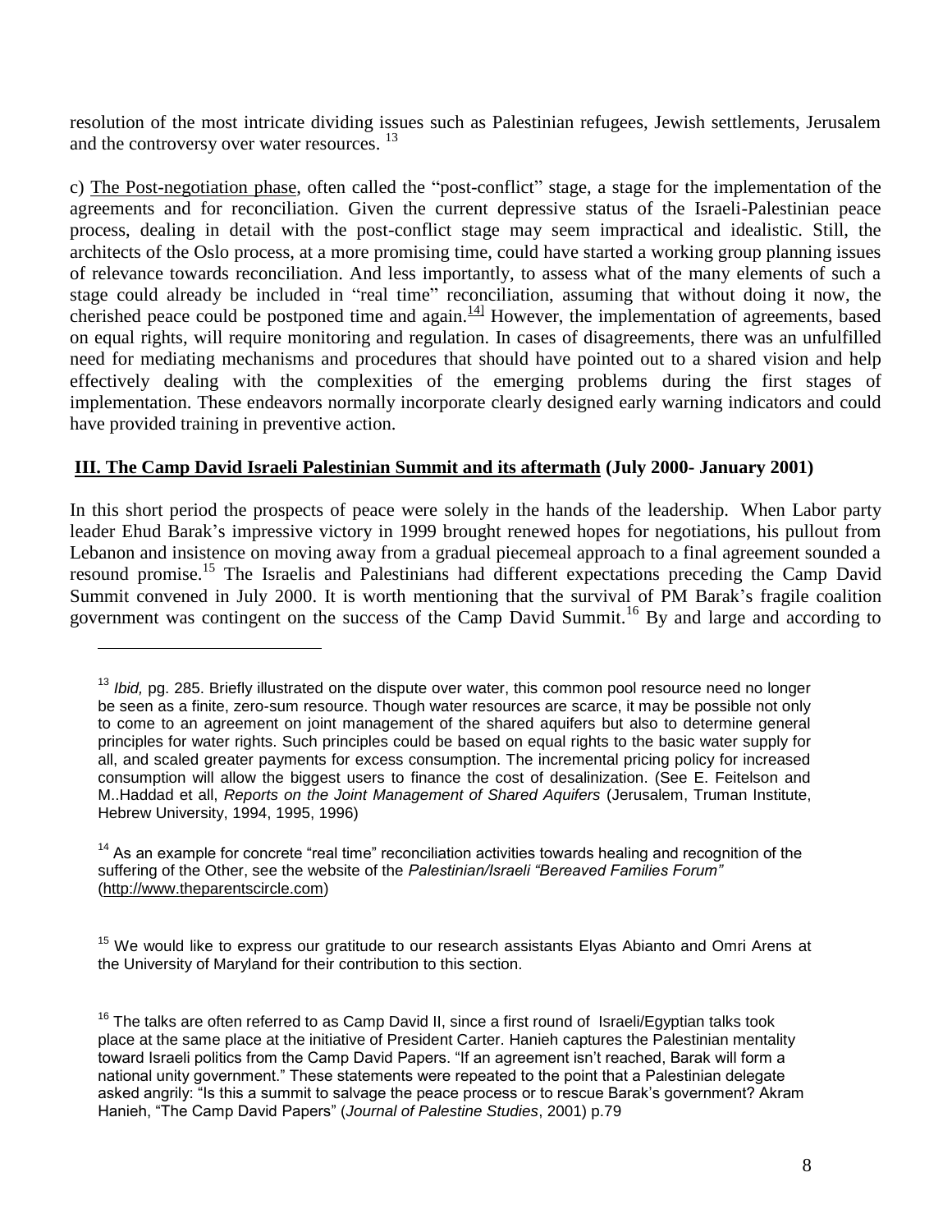resolution of the most intricate dividing issues such as Palestinian refugees, Jewish settlements, Jerusalem and the controversy over water resources. [13]

c) The Post-negotiation phase, often called the "post-conflict" stage, a stage for the implementation of the agreements and for reconciliation. Given the current depressive status of the Israeli-Palestinian peace process, dealing in detail with the post-conflict stage may seem impractical and idealistic. Still, the architects of the Oslo process, at a more promising time, could have started a working group planning issues of relevance towards reconciliation. And less importantly, to assess what of the many elements of such a stage could already be included in "real time" reconciliation, assuming that without doing it now, the cherished peace could be postponed time and again.[14] However, the implementation of agreements, based on equal rights, will require monitoring and regulation. In cases of disagreements, there was an unfulfilled need for mediating mechanisms and procedures that should have pointed out to a shared vision and help effectively dealing with the complexities of the emerging problems during the first stages of implementation. These endeavors normally incorporate clearly designed early warning indicators and could have provided training in preventive action.

## III. The Camp David Israeli Palestinian Summit and its aftermath (July 2000- January 2001)

In this short period the prospects of peace were solely in the hands of the leadership. When Labor party leader Ehud Barak's impressive victory in 1999 brought renewed hopes for negotiations, his pullout from Lebanon and insistence on moving away from a gradual piecemeal approach to a final agreement sounded a resound promise.[15] The Israelis and Palestinians had different expectations preceding the Camp David Summit convened in July 2000. It is worth mentioning that the survival of PM Barak's fragile coalition government was contingent on the success of the Camp David Summit.[16] By and large and according to

---

[13] *Ibid,* pg. 285. Briefly illustrated on the dispute over water, this common pool resource need no longer be seen as a finite, zero-sum resource. Though water resources are scarce, it may be possible not only to come to an agreement on joint management of the shared aquifers but also to determine general principles for water rights. Such principles could be based on equal rights to the basic water supply for all, and scaled greater payments for excess consumption. The incremental pricing policy for increased consumption will allow the biggest users to finance the cost of desalinization. (See E. Feitelson and M..Haddad et all, *Reports on the Joint Management of Shared Aquifers* (Jerusalem, Truman Institute, Hebrew University, 1994, 1995, 1996)

[14] As an example for concrete "real time" reconciliation activities towards healing and recognition of the suffering of the Other, see the website of the *Palestinian/Israeli "Bereaved Families Forum"* (http://www.theparentscircle.com)

[15] We would like to express our gratitude to our research assistants Elyas Abianto and Omri Arens at the University of Maryland for their contribution to this section.

[16] The talks are often referred to as Camp David II, since a first round of Israeli/Egyptian talks took place at the same place at the initiative of President Carter. Hanieh captures the Palestinian mentality toward Israeli politics from the Camp David Papers. "If an agreement isn't reached, Barak will form a national unity government." These statements were repeated to the point that a Palestinian delegate asked angrily: "Is this a summit to salvage the peace process or to rescue Barak's government? Akram Hanieh, "The Camp David Papers" (*Journal of Palestine Studies*, 2001) p.79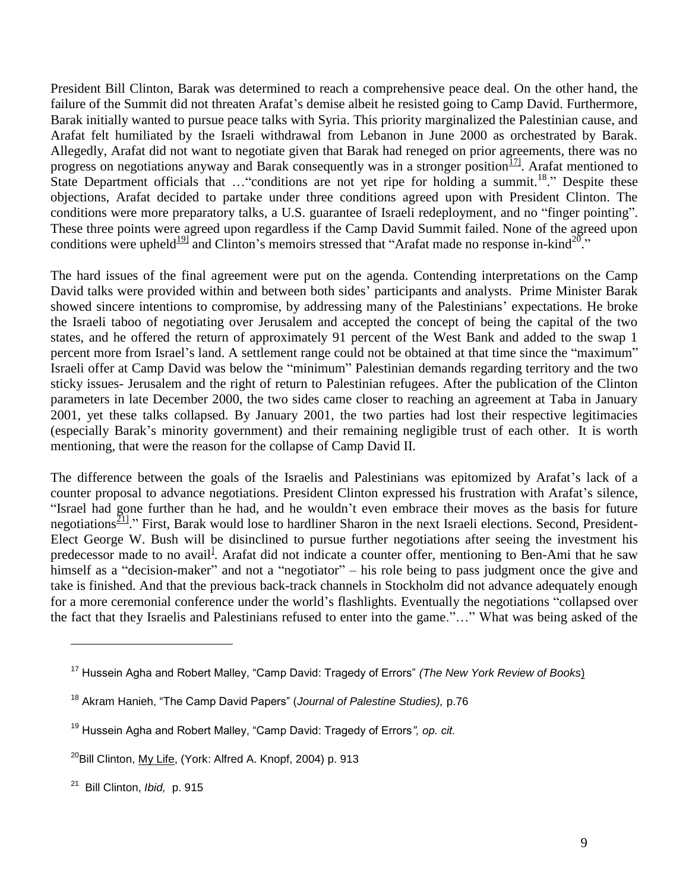President Bill Clinton, Barak was determined to reach a comprehensive peace deal. On the other hand, the failure of the Summit did not threaten Arafat's demise albeit he resisted going to Camp David. Furthermore, Barak initially wanted to pursue peace talks with Syria. This priority marginalized the Palestinian cause, and Arafat felt humiliated by the Israeli withdrawal from Lebanon in June 2000 as orchestrated by Barak. Allegedly, Arafat did not want to negotiate given that Barak had reneged on prior agreements, there was no progress on negotiations anyway and Barak consequently was in a stronger position[17]. Arafat mentioned to State Department officials that …"conditions are not yet ripe for holding a summit.[18]." Despite these objections, Arafat decided to partake under three conditions agreed upon with President Clinton. The conditions were more preparatory talks, a U.S. guarantee of Israeli redeployment, and no "finger pointing". These three points were agreed upon regardless if the Camp David Summit failed. None of the agreed upon conditions were upheld[19] and Clinton's memoirs stressed that "Arafat made no response in-kind[20]."

The hard issues of the final agreement were put on the agenda. Contending interpretations on the Camp David talks were provided within and between both sides' participants and analysts. Prime Minister Barak showed sincere intentions to compromise, by addressing many of the Palestinians' expectations. He broke the Israeli taboo of negotiating over Jerusalem and accepted the concept of being the capital of the two states, and he offered the return of approximately 91 percent of the West Bank and added to the swap 1 percent more from Israel's land. A settlement range could not be obtained at that time since the "maximum" Israeli offer at Camp David was below the "minimum" Palestinian demands regarding territory and the two sticky issues- Jerusalem and the right of return to Palestinian refugees. After the publication of the Clinton parameters in late December 2000, the two sides came closer to reaching an agreement at Taba in January 2001, yet these talks collapsed. By January 2001, the two parties had lost their respective legitimacies (especially Barak's minority government) and their remaining negligible trust of each other. It is worth mentioning, that were the reason for the collapse of Camp David II.

The difference between the goals of the Israelis and Palestinians was epitomized by Arafat's lack of a counter proposal to advance negotiations. President Clinton expressed his frustration with Arafat's silence, "Israel had gone further than he had, and he wouldn't even embrace their moves as the basis for future negotiations[21]." First, Barak would lose to hardliner Sharon in the next Israeli elections. Second, President-Elect George W. Bush will be disinclined to pursue further negotiations after seeing the investment his predecessor made to no avail[i]. Arafat did not indicate a counter offer, mentioning to Ben-Ami that he saw himself as a "decision-maker" and not a "negotiator" – his role being to pass judgment once the give and take is finished. And that the previous back-track channels in Stockholm did not advance adequately enough for a more ceremonial conference under the world's flashlights. Eventually the negotiations "collapsed over the fact that they Israelis and Palestinians refused to enter into the game."…" What was being asked of the

---

[17] Hussein Agha and Robert Malley, "Camp David: Tragedy of Errors" *(The New York Review of Books)*

[18] Akram Hanieh, "The Camp David Papers" (*Journal of Palestine Studies),* p.76

[19] Hussein Agha and Robert Malley, "Camp David: Tragedy of Errors*", op. cit.*

[20] Bill Clinton, My Life, (York: Alfred A. Knopf, 2004) p. 913

[21] Bill Clinton, *Ibid,* p. 915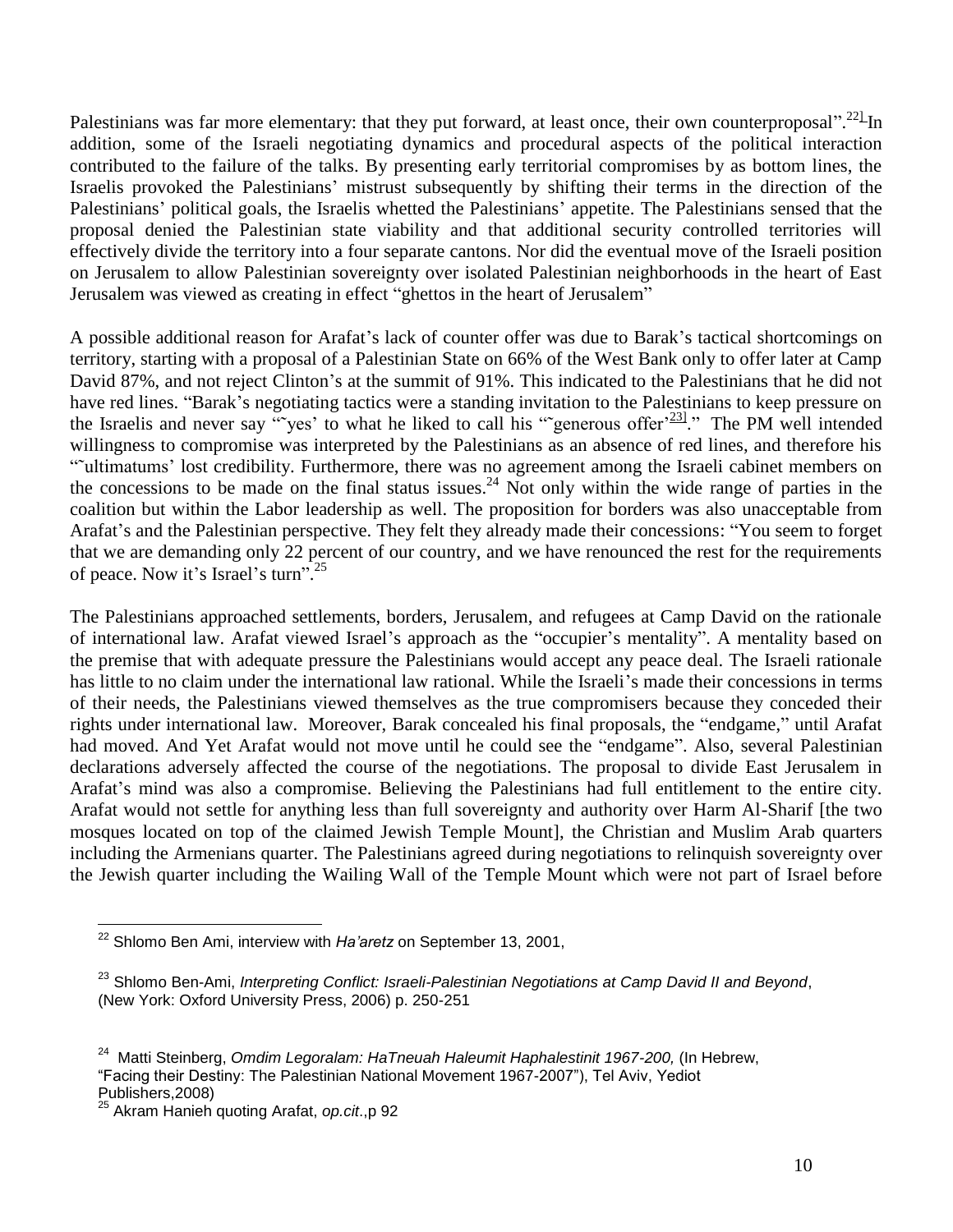Palestinians was far more elementary: that they put forward, at least once, their own counterproposal".[22] In addition, some of the Israeli negotiating dynamics and procedural aspects of the political interaction contributed to the failure of the talks. By presenting early territorial compromises by as bottom lines, the Israelis provoked the Palestinians' mistrust subsequently by shifting their terms in the direction of the Palestinians' political goals, the Israelis whetted the Palestinians' appetite. The Palestinians sensed that the proposal denied the Palestinian state viability and that additional security controlled territories will effectively divide the territory into a four separate cantons. Nor did the eventual move of the Israeli position on Jerusalem to allow Palestinian sovereignty over isolated Palestinian neighborhoods in the heart of East Jerusalem was viewed as creating in effect "ghettos in the heart of Jerusalem"

A possible additional reason for Arafat's lack of counter offer was due to Barak's tactical shortcomings on territory, starting with a proposal of a Palestinian State on 66% of the West Bank only to offer later at Camp David 87%, and not reject Clinton's at the summit of 91%. This indicated to the Palestinians that he did not have red lines. "Barak's negotiating tactics were a standing invitation to the Palestinians to keep pressure on the Israelis and never say "˜yes' to what he liked to call his "˜generous offer'[23]." The PM well intended willingness to compromise was interpreted by the Palestinians as an absence of red lines, and therefore his "˜ultimatums' lost credibility. Furthermore, there was no agreement among the Israeli cabinet members on the concessions to be made on the final status issues.[24] Not only within the wide range of parties in the coalition but within the Labor leadership as well. The proposition for borders was also unacceptable from Arafat's and the Palestinian perspective. They felt they already made their concessions: "You seem to forget that we are demanding only 22 percent of our country, and we have renounced the rest for the requirements of peace. Now it's Israel's turn".[25]

The Palestinians approached settlements, borders, Jerusalem, and refugees at Camp David on the rationale of international law. Arafat viewed Israel's approach as the "occupier's mentality". A mentality based on the premise that with adequate pressure the Palestinians would accept any peace deal. The Israeli rationale has little to no claim under the international law rational. While the Israeli's made their concessions in terms of their needs, the Palestinians viewed themselves as the true compromisers because they conceded their rights under international law. Moreover, Barak concealed his final proposals, the "endgame," until Arafat had moved. And Yet Arafat would not move until he could see the "endgame". Also, several Palestinian declarations adversely affected the course of the negotiations. The proposal to divide East Jerusalem in Arafat's mind was also a compromise. Believing the Palestinians had full entitlement to the entire city. Arafat would not settle for anything less than full sovereignty and authority over Harm Al-Sharif [the two mosques located on top of the claimed Jewish Temple Mount], the Christian and Muslim Arab quarters including the Armenians quarter. The Palestinians agreed during negotiations to relinquish sovereignty over the Jewish quarter including the Wailing Wall of the Temple Mount which were not part of Israel before

---

[22] Shlomo Ben Ami, interview with *Ha'aretz* on September 13, 2001,

[23] Shlomo Ben-Ami, *Interpreting Conflict: Israeli-Palestinian Negotiations at Camp David II and Beyond*, (New York: Oxford University Press, 2006) p. 250-251

[24] Matti Steinberg, *Omdim Legoralam: HaTneuah Haleumit Haphalestinit 1967-200,* (In Hebrew, "Facing their Destiny: The Palestinian National Movement 1967-2007"), Tel Aviv, Yediot Publishers,2008)

[25] Akram Hanieh quoting Arafat, *op.cit*.,p 92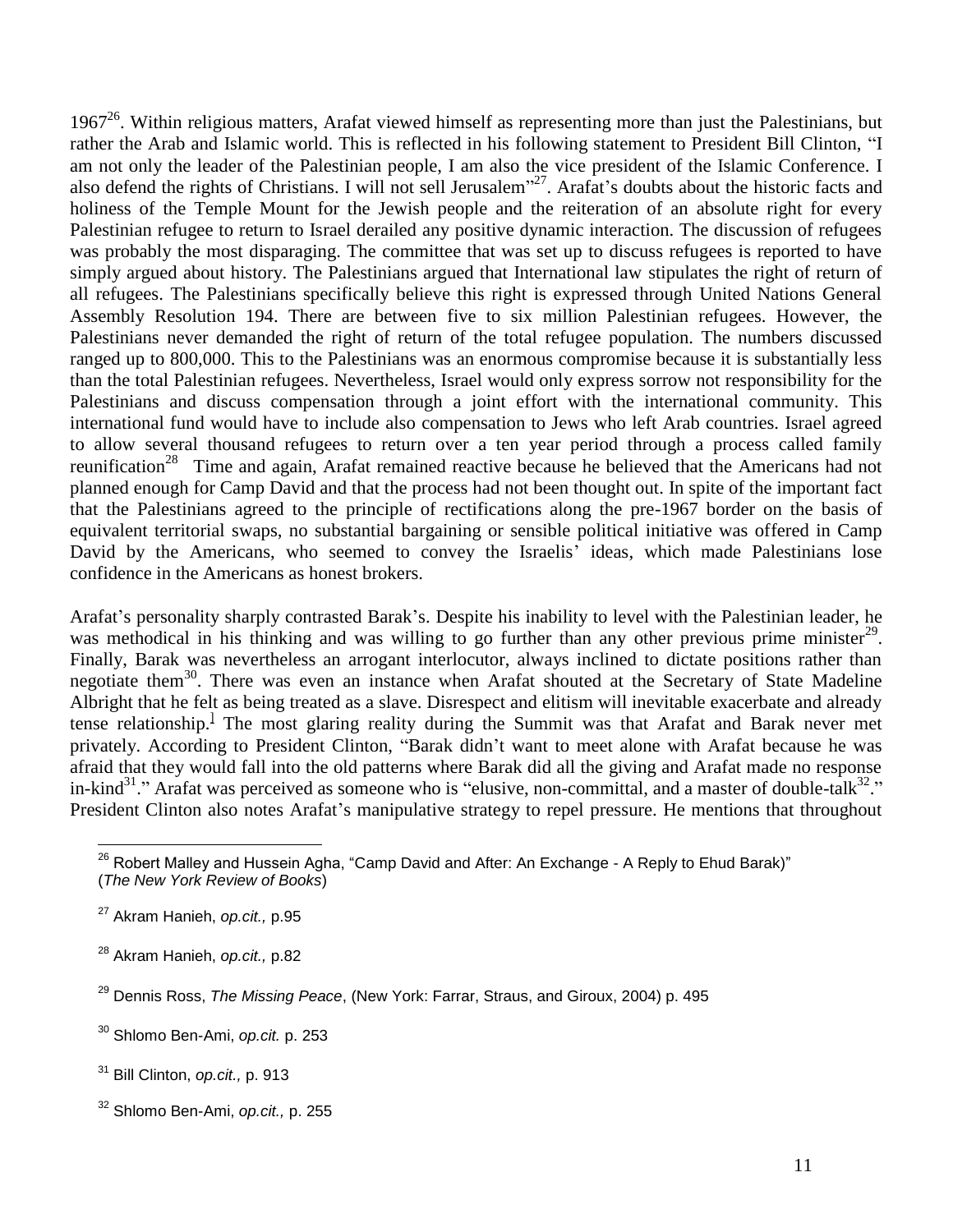1967[26]. Within religious matters, Arafat viewed himself as representing more than just the Palestinians, but rather the Arab and Islamic world. This is reflected in his following statement to President Bill Clinton, "I am not only the leader of the Palestinian people, I am also the vice president of the Islamic Conference. I also defend the rights of Christians. I will not sell Jerusalem"[27]. Arafat's doubts about the historic facts and holiness of the Temple Mount for the Jewish people and the reiteration of an absolute right for every Palestinian refugee to return to Israel derailed any positive dynamic interaction. The discussion of refugees was probably the most disparaging. The committee that was set up to discuss refugees is reported to have simply argued about history. The Palestinians argued that International law stipulates the right of return of all refugees. The Palestinians specifically believe this right is expressed through United Nations General Assembly Resolution 194. There are between five to six million Palestinian refugees. However, the Palestinians never demanded the right of return of the total refugee population. The numbers discussed ranged up to 800,000. This to the Palestinians was an enormous compromise because it is substantially less than the total Palestinian refugees. Nevertheless, Israel would only express sorrow not responsibility for the Palestinians and discuss compensation through a joint effort with the international community. This international fund would have to include also compensation to Jews who left Arab countries. Israel agreed to allow several thousand refugees to return over a ten year period through a process called family reunification[28] Time and again, Arafat remained reactive because he believed that the Americans had not planned enough for Camp David and that the process had not been thought out. In spite of the important fact that the Palestinians agreed to the principle of rectifications along the pre-1967 border on the basis of equivalent territorial swaps, no substantial bargaining or sensible political initiative was offered in Camp David by the Americans, who seemed to convey the Israelis' ideas, which made Palestinians lose confidence in the Americans as honest brokers.

Arafat's personality sharply contrasted Barak's. Despite his inability to level with the Palestinian leader, he was methodical in his thinking and was willing to go further than any other previous prime minister[29]. Finally, Barak was nevertheless an arrogant interlocutor, always inclined to dictate positions rather than negotiate them[30]. There was even an instance when Arafat shouted at the Secretary of State Madeline Albright that he felt as being treated as a slave. Disrespect and elitism will inevitable exacerbate and already tense relationship.[I] The most glaring reality during the Summit was that Arafat and Barak never met privately. According to President Clinton, "Barak didn't want to meet alone with Arafat because he was afraid that they would fall into the old patterns where Barak did all the giving and Arafat made no response in-kind[31]." Arafat was perceived as someone who is "elusive, non-committal, and a master of double-talk[32]." President Clinton also notes Arafat's manipulative strategy to repel pressure. He mentions that throughout

---

[26] Robert Malley and Hussein Agha, "Camp David and After: An Exchange - A Reply to Ehud Barak)" (*The New York Review of Books*)

[27] Akram Hanieh, *op.cit.,* p.95

[28] Akram Hanieh, *op.cit.,* p.82

[29] Dennis Ross, *The Missing Peace*, (New York: Farrar, Straus, and Giroux, 2004) p. 495

[30] Shlomo Ben-Ami, *op.cit.* p. 253

[31] Bill Clinton, *op.cit.,* p. 913

[32] Shlomo Ben-Ami, *op.cit.,* p. 255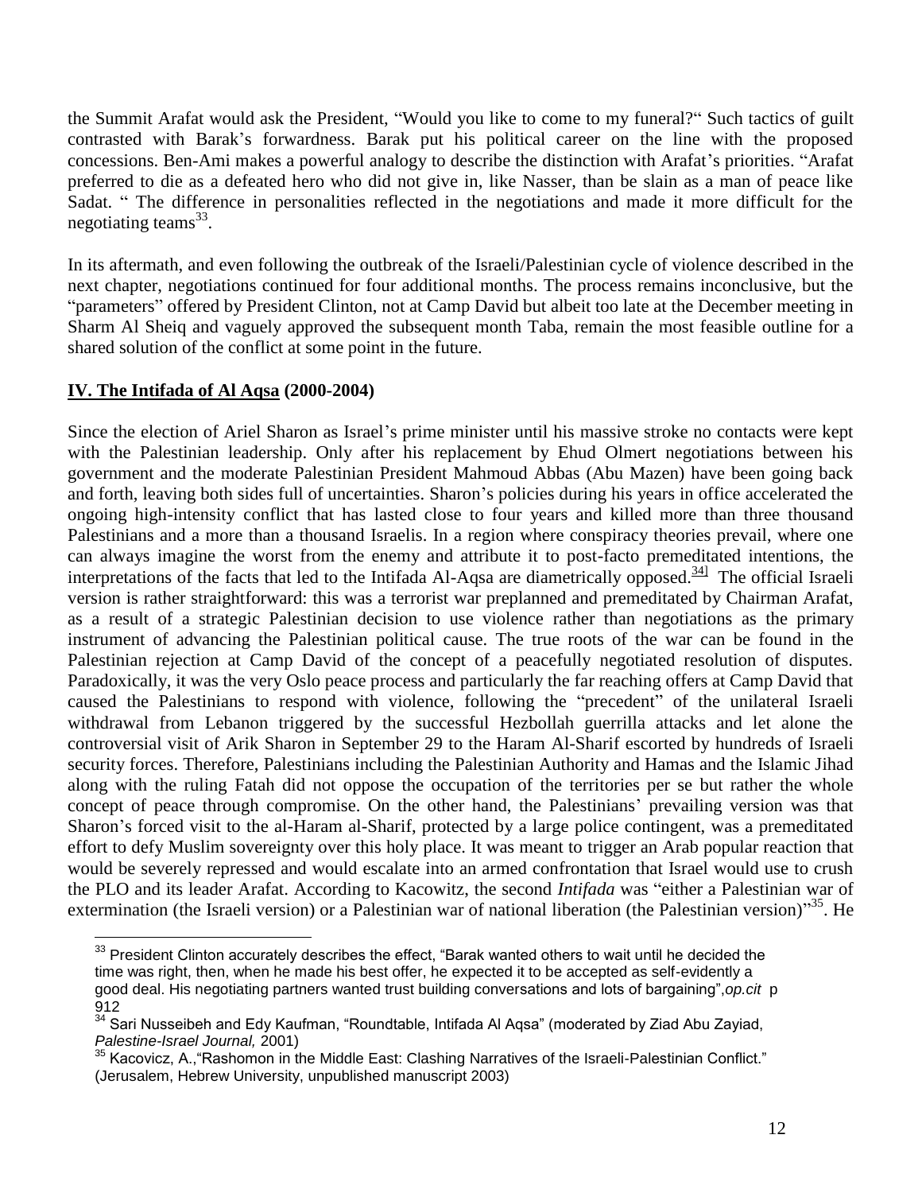the Summit Arafat would ask the President, "Would you like to come to my funeral?" Such tactics of guilt contrasted with Barak's forwardness. Barak put his political career on the line with the proposed concessions. Ben-Ami makes a powerful analogy to describe the distinction with Arafat's priorities. "Arafat preferred to die as a defeated hero who did not give in, like Nasser, than be slain as a man of peace like Sadat. " The difference in personalities reflected in the negotiations and made it more difficult for the negotiating teams[33].

In its aftermath, and even following the outbreak of the Israeli/Palestinian cycle of violence described in the next chapter, negotiations continued for four additional months. The process remains inconclusive, but the "parameters" offered by President Clinton, not at Camp David but albeit too late at the December meeting in Sharm Al Sheiq and vaguely approved the subsequent month Taba, remain the most feasible outline for a shared solution of the conflict at some point in the future.

## IV. The Intifada of Al Aqsa (2000-2004)

Since the election of Ariel Sharon as Israel's prime minister until his massive stroke no contacts were kept with the Palestinian leadership. Only after his replacement by Ehud Olmert negotiations between his government and the moderate Palestinian President Mahmoud Abbas (Abu Mazen) have been going back and forth, leaving both sides full of uncertainties. Sharon's policies during his years in office accelerated the ongoing high-intensity conflict that has lasted close to four years and killed more than three thousand Palestinians and a more than a thousand Israelis. In a region where conspiracy theories prevail, where one can always imagine the worst from the enemy and attribute it to post-facto premeditated intentions, the interpretations of the facts that led to the Intifada Al-Aqsa are diametrically opposed.[34] The official Israeli version is rather straightforward: this was a terrorist war preplanned and premeditated by Chairman Arafat, as a result of a strategic Palestinian decision to use violence rather than negotiations as the primary instrument of advancing the Palestinian political cause. The true roots of the war can be found in the Palestinian rejection at Camp David of the concept of a peacefully negotiated resolution of disputes. Paradoxically, it was the very Oslo peace process and particularly the far reaching offers at Camp David that caused the Palestinians to respond with violence, following the "precedent" of the unilateral Israeli withdrawal from Lebanon triggered by the successful Hezbollah guerrilla attacks and let alone the controversial visit of Arik Sharon in September 29 to the Haram Al-Sharif escorted by hundreds of Israeli security forces. Therefore, Palestinians including the Palestinian Authority and Hamas and the Islamic Jihad along with the ruling Fatah did not oppose the occupation of the territories per se but rather the whole concept of peace through compromise. On the other hand, the Palestinians' prevailing version was that Sharon's forced visit to the al-Haram al-Sharif, protected by a large police contingent, was a premeditated effort to defy Muslim sovereignty over this holy place. It was meant to trigger an Arab popular reaction that would be severely repressed and would escalate into an armed confrontation that Israel would use to crush the PLO and its leader Arafat. According to Kacowitz, the second *Intifada* was "either a Palestinian war of extermination (the Israeli version) or a Palestinian war of national liberation (the Palestinian version)"[35]. He

---

[33] President Clinton accurately describes the effect, "Barak wanted others to wait until he decided the time was right, then, when he made his best offer, he expected it to be accepted as self-evidently a good deal. His negotiating partners wanted trust building conversations and lots of bargaining",*op.cit* p 912

[34] Sari Nusseibeh and Edy Kaufman, "Roundtable, Intifada Al Aqsa" (moderated by Ziad Abu Zayiad, *Palestine-Israel Journal,* 2001)

[35] Kacovicz, A.,"Rashomon in the Middle East: Clashing Narratives of the Israeli-Palestinian Conflict." (Jerusalem, Hebrew University, unpublished manuscript 2003)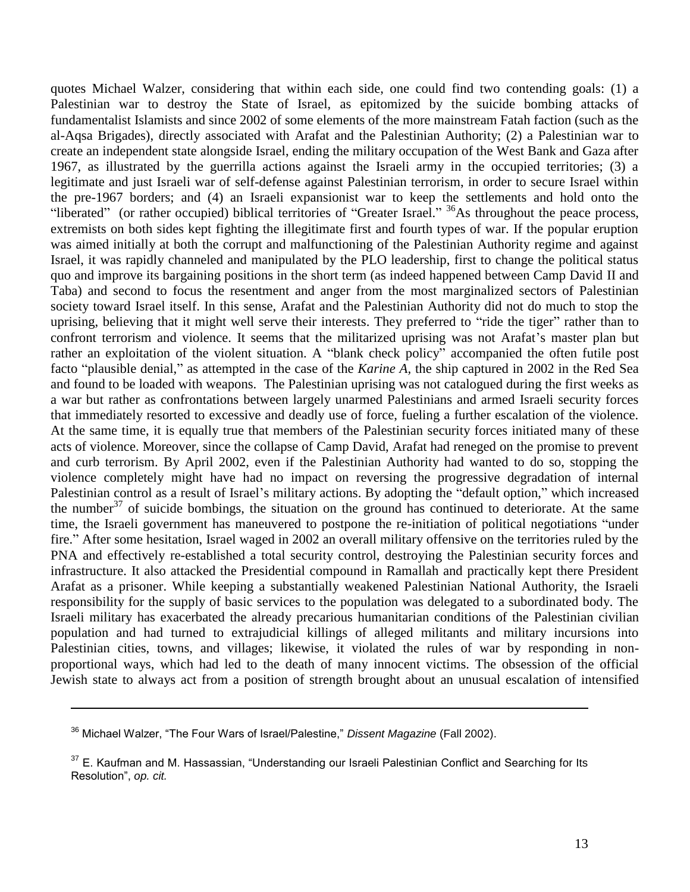quotes Michael Walzer, considering that within each side, one could find two contending goals: (1) a Palestinian war to destroy the State of Israel, as epitomized by the suicide bombing attacks of fundamentalist Islamists and since 2002 of some elements of the more mainstream Fatah faction (such as the al-Aqsa Brigades), directly associated with Arafat and the Palestinian Authority; (2) a Palestinian war to create an independent state alongside Israel, ending the military occupation of the West Bank and Gaza after 1967, as illustrated by the guerrilla actions against the Israeli army in the occupied territories; (3) a legitimate and just Israeli war of self-defense against Palestinian terrorism, in order to secure Israel within the pre-1967 borders; and (4) an Israeli expansionist war to keep the settlements and hold onto the "liberated" (or rather occupied) biblical territories of "Greater Israel." [36]As throughout the peace process, extremists on both sides kept fighting the illegitimate first and fourth types of war. If the popular eruption was aimed initially at both the corrupt and malfunctioning of the Palestinian Authority regime and against Israel, it was rapidly channeled and manipulated by the PLO leadership, first to change the political status quo and improve its bargaining positions in the short term (as indeed happened between Camp David II and Taba) and second to focus the resentment and anger from the most marginalized sectors of Palestinian society toward Israel itself. In this sense, Arafat and the Palestinian Authority did not do much to stop the uprising, believing that it might well serve their interests. They preferred to "ride the tiger" rather than to confront terrorism and violence. It seems that the militarized uprising was not Arafat's master plan but rather an exploitation of the violent situation. A "blank check policy" accompanied the often futile post facto "plausible denial," as attempted in the case of the *Karine A*, the ship captured in 2002 in the Red Sea and found to be loaded with weapons. The Palestinian uprising was not catalogued during the first weeks as a war but rather as confrontations between largely unarmed Palestinians and armed Israeli security forces that immediately resorted to excessive and deadly use of force, fueling a further escalation of the violence. At the same time, it is equally true that members of the Palestinian security forces initiated many of these acts of violence. Moreover, since the collapse of Camp David, Arafat had reneged on the promise to prevent and curb terrorism. By April 2002, even if the Palestinian Authority had wanted to do so, stopping the violence completely might have had no impact on reversing the progressive degradation of internal Palestinian control as a result of Israel's military actions. By adopting the "default option," which increased the number[37] of suicide bombings, the situation on the ground has continued to deteriorate. At the same time, the Israeli government has maneuvered to postpone the re-initiation of political negotiations "under fire." After some hesitation, Israel waged in 2002 an overall military offensive on the territories ruled by the PNA and effectively re-established a total security control, destroying the Palestinian security forces and infrastructure. It also attacked the Presidential compound in Ramallah and practically kept there President Arafat as a prisoner. While keeping a substantially weakened Palestinian National Authority, the Israeli responsibility for the supply of basic services to the population was delegated to a subordinated body. The Israeli military has exacerbated the already precarious humanitarian conditions of the Palestinian civilian population and had turned to extrajudicial killings of alleged militants and military incursions into Palestinian cities, towns, and villages; likewise, it violated the rules of war by responding in non-proportional ways, which had led to the death of many innocent victims. The obsession of the official Jewish state to always act from a position of strength brought about an unusual escalation of intensified

---

[36] Michael Walzer, "The Four Wars of Israel/Palestine," *Dissent Magazine* (Fall 2002).

[37] E. Kaufman and M. Hassassian, "Understanding our Israeli Palestinian Conflict and Searching for Its Resolution", *op. cit.*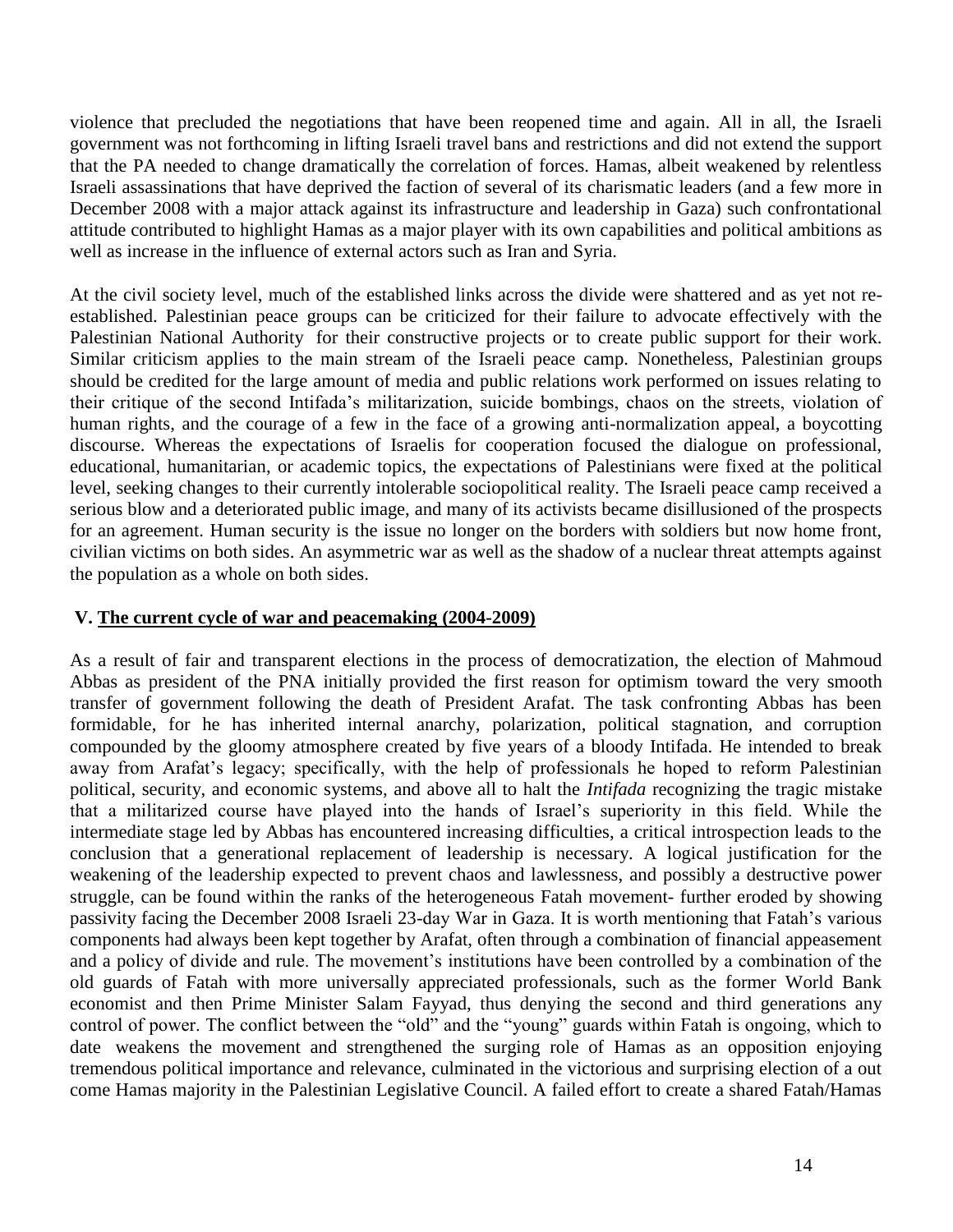violence that precluded the negotiations that have been reopened time and again. All in all, the Israeli government was not forthcoming in lifting Israeli travel bans and restrictions and did not extend the support that the PA needed to change dramatically the correlation of forces. Hamas, albeit weakened by relentless Israeli assassinations that have deprived the faction of several of its charismatic leaders (and a few more in December 2008 with a major attack against its infrastructure and leadership in Gaza) such confrontational attitude contributed to highlight Hamas as a major player with its own capabilities and political ambitions as well as increase in the influence of external actors such as Iran and Syria.

At the civil society level, much of the established links across the divide were shattered and as yet not re-established. Palestinian peace groups can be criticized for their failure to advocate effectively with the Palestinian National Authority for their constructive projects or to create public support for their work. Similar criticism applies to the main stream of the Israeli peace camp. Nonetheless, Palestinian groups should be credited for the large amount of media and public relations work performed on issues relating to their critique of the second Intifada's militarization, suicide bombings, chaos on the streets, violation of human rights, and the courage of a few in the face of a growing anti-normalization appeal, a boycotting discourse. Whereas the expectations of Israelis for cooperation focused the dialogue on professional, educational, humanitarian, or academic topics, the expectations of Palestinians were fixed at the political level, seeking changes to their currently intolerable sociopolitical reality. The Israeli peace camp received a serious blow and a deteriorated public image, and many of its activists became disillusioned of the prospects for an agreement. Human security is the issue no longer on the borders with soldiers but now home front, civilian victims on both sides. An asymmetric war as well as the shadow of a nuclear threat attempts against the population as a whole on both sides.

## V. The current cycle of war and peacemaking (2004-2009)

As a result of fair and transparent elections in the process of democratization, the election of Mahmoud Abbas as president of the PNA initially provided the first reason for optimism toward the very smooth transfer of government following the death of President Arafat. The task confronting Abbas has been formidable, for he has inherited internal anarchy, polarization, political stagnation, and corruption compounded by the gloomy atmosphere created by five years of a bloody Intifada. He intended to break away from Arafat's legacy; specifically, with the help of professionals he hoped to reform Palestinian political, security, and economic systems, and above all to halt the *Intifada* recognizing the tragic mistake that a militarized course have played into the hands of Israel's superiority in this field. While the intermediate stage led by Abbas has encountered increasing difficulties, a critical introspection leads to the conclusion that a generational replacement of leadership is necessary. A logical justification for the weakening of the leadership expected to prevent chaos and lawlessness, and possibly a destructive power struggle, can be found within the ranks of the heterogeneous Fatah movement- further eroded by showing passivity facing the December 2008 Israeli 23-day War in Gaza. It is worth mentioning that Fatah's various components had always been kept together by Arafat, often through a combination of financial appeasement and a policy of divide and rule. The movement's institutions have been controlled by a combination of the old guards of Fatah with more universally appreciated professionals, such as the former World Bank economist and then Prime Minister Salam Fayyad, thus denying the second and third generations any control of power. The conflict between the "old" and the "young" guards within Fatah is ongoing, which to date weakens the movement and strengthened the surging role of Hamas as an opposition enjoying tremendous political importance and relevance, culminated in the victorious and surprising election of a out come Hamas majority in the Palestinian Legislative Council. A failed effort to create a shared Fatah/Hamas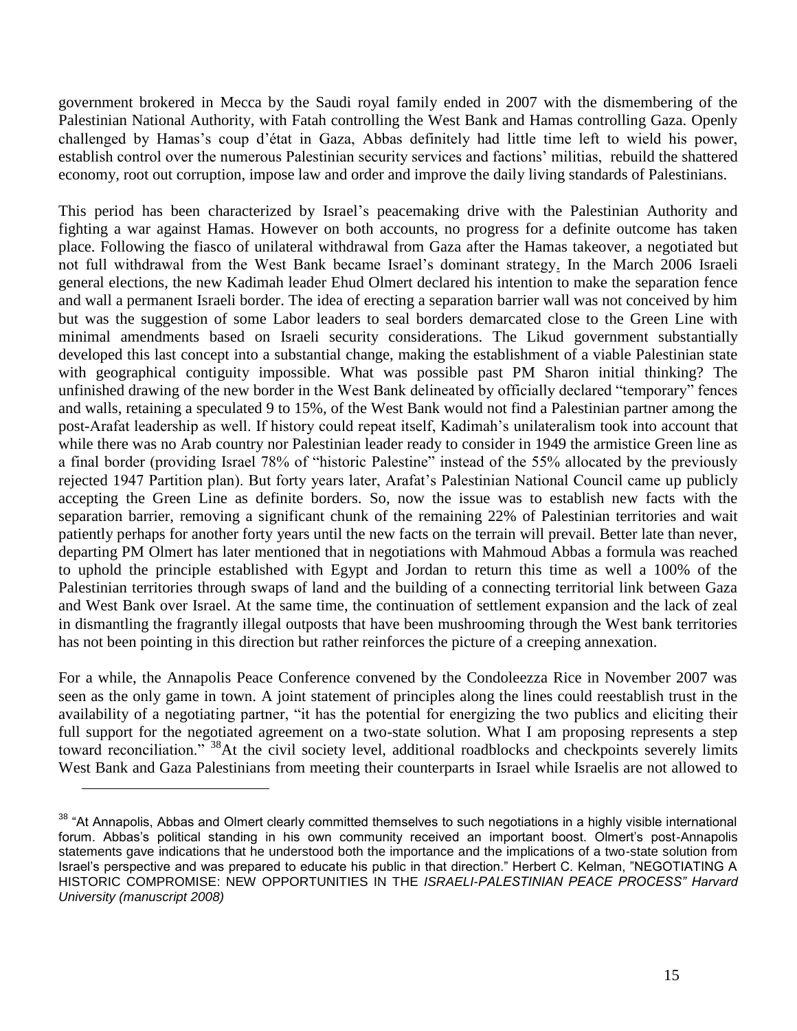government brokered in Mecca by the Saudi royal family ended in 2007 with the dismembering of the Palestinian National Authority, with Fatah controlling the West Bank and Hamas controlling Gaza. Openly challenged by Hamas's coup d'état in Gaza, Abbas definitely had little time left to wield his power, establish control over the numerous Palestinian security services and factions' militias, rebuild the shattered economy, root out corruption, impose law and order and improve the daily living standards of Palestinians.

This period has been characterized by Israel's peacemaking drive with the Palestinian Authority and fighting a war against Hamas. However on both accounts, no progress for a definite outcome has taken place. Following the fiasco of unilateral withdrawal from Gaza after the Hamas takeover, a negotiated but not full withdrawal from the West Bank became Israel's dominant strategy. In the March 2006 Israeli general elections, the new Kadimah leader Ehud Olmert declared his intention to make the separation fence and wall a permanent Israeli border. The idea of erecting a separation barrier wall was not conceived by him but was the suggestion of some Labor leaders to seal borders demarcated close to the Green Line with minimal amendments based on Israeli security considerations. The Likud government substantially developed this last concept into a substantial change, making the establishment of a viable Palestinian state with geographical contiguity impossible. What was possible past PM Sharon initial thinking? The unfinished drawing of the new border in the West Bank delineated by officially declared "temporary" fences and walls, retaining a speculated 9 to 15%, of the West Bank would not find a Palestinian partner among the post-Arafat leadership as well. If history could repeat itself, Kadimah's unilateralism took into account that while there was no Arab country nor Palestinian leader ready to consider in 1949 the armistice Green line as a final border (providing Israel 78% of "historic Palestine" instead of the 55% allocated by the previously rejected 1947 Partition plan). But forty years later, Arafat's Palestinian National Council came up publicly accepting the Green Line as definite borders. So, now the issue was to establish new facts with the separation barrier, removing a significant chunk of the remaining 22% of Palestinian territories and wait patiently perhaps for another forty years until the new facts on the terrain will prevail. Better late than never, departing PM Olmert has later mentioned that in negotiations with Mahmoud Abbas a formula was reached to uphold the principle established with Egypt and Jordan to return this time as well a 100% of the Palestinian territories through swaps of land and the building of a connecting territorial link between Gaza and West Bank over Israel. At the same time, the continuation of settlement expansion and the lack of zeal in dismantling the fragrantly illegal outposts that have been mushrooming through the West bank territories has not been pointing in this direction but rather reinforces the picture of a creeping annexation.

For a while, the Annapolis Peace Conference convened by the Condoleezza Rice in November 2007 was seen as the only game in town. A joint statement of principles along the lines could reestablish trust in the availability of a negotiating partner, "it has the potential for energizing the two publics and eliciting their full support for the negotiated agreement on a two-state solution. What I am proposing represents a step toward reconciliation." [38]At the civil society level, additional roadblocks and checkpoints severely limits West Bank and Gaza Palestinians from meeting their counterparts in Israel while Israelis are not allowed to

---

[38] "At Annapolis, Abbas and Olmert clearly committed themselves to such negotiations in a highly visible international forum. Abbas's political standing in his own community received an important boost. Olmert's post-Annapolis statements gave indications that he understood both the importance and the implications of a two-state solution from Israel's perspective and was prepared to educate his public in that direction." Herbert C. Kelman, "NEGOTIATING A HISTORIC COMPROMISE: NEW OPPORTUNITIES IN THE *ISRAELI-PALESTINIAN PEACE PROCESS" Harvard University (manuscript 2008)*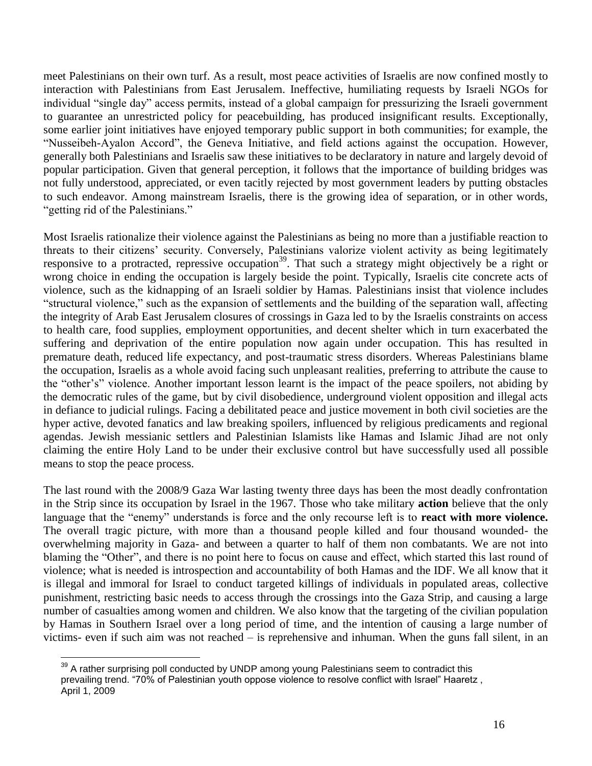meet Palestinians on their own turf. As a result, most peace activities of Israelis are now confined mostly to interaction with Palestinians from East Jerusalem. Ineffective, humiliating requests by Israeli NGOs for individual "single day" access permits, instead of a global campaign for pressurizing the Israeli government to guarantee an unrestricted policy for peacebuilding, has produced insignificant results. Exceptionally, some earlier joint initiatives have enjoyed temporary public support in both communities; for example, the "Nusseibeh-Ayalon Accord", the Geneva Initiative, and field actions against the occupation. However, generally both Palestinians and Israelis saw these initiatives to be declaratory in nature and largely devoid of popular participation. Given that general perception, it follows that the importance of building bridges was not fully understood, appreciated, or even tacitly rejected by most government leaders by putting obstacles to such endeavor. Among mainstream Israelis, there is the growing idea of separation, or in other words, "getting rid of the Palestinians."

Most Israelis rationalize their violence against the Palestinians as being no more than a justifiable reaction to threats to their citizens' security. Conversely, Palestinians valorize violent activity as being legitimately responsive to a protracted, repressive occupation[39]. That such a strategy might objectively be a right or wrong choice in ending the occupation is largely beside the point. Typically, Israelis cite concrete acts of violence, such as the kidnapping of an Israeli soldier by Hamas. Palestinians insist that violence includes "structural violence," such as the expansion of settlements and the building of the separation wall, affecting the integrity of Arab East Jerusalem closures of crossings in Gaza led to by the Israelis constraints on access to health care, food supplies, employment opportunities, and decent shelter which in turn exacerbated the suffering and deprivation of the entire population now again under occupation. This has resulted in premature death, reduced life expectancy, and post-traumatic stress disorders. Whereas Palestinians blame the occupation, Israelis as a whole avoid facing such unpleasant realities, preferring to attribute the cause to the "other's" violence. Another important lesson learnt is the impact of the peace spoilers, not abiding by the democratic rules of the game, but by civil disobedience, underground violent opposition and illegal acts in defiance to judicial rulings. Facing a debilitated peace and justice movement in both civil societies are the hyper active, devoted fanatics and law breaking spoilers, influenced by religious predicaments and regional agendas. Jewish messianic settlers and Palestinian Islamists like Hamas and Islamic Jihad are not only claiming the entire Holy Land to be under their exclusive control but have successfully used all possible means to stop the peace process.

The last round with the 2008/9 Gaza War lasting twenty three days has been the most deadly confrontation in the Strip since its occupation by Israel in the 1967. Those who take military **action** believe that the only language that the "enemy" understands is force and the only recourse left is to **react with more violence.** The overall tragic picture, with more than a thousand people killed and four thousand wounded- the overwhelming majority in Gaza- and between a quarter to half of them non combatants. We are not into blaming the "Other", and there is no point here to focus on cause and effect, which started this last round of violence; what is needed is introspection and accountability of both Hamas and the IDF. We all know that it is illegal and immoral for Israel to conduct targeted killings of individuals in populated areas, collective punishment, restricting basic needs to access through the crossings into the Gaza Strip, and causing a large number of casualties among women and children. We also know that the targeting of the civilian population by Hamas in Southern Israel over a long period of time, and the intention of causing a large number of victims- even if such aim was not reached – is reprehensive and inhuman. When the guns fall silent, in an

---

[39] A rather surprising poll conducted by UNDP among young Palestinians seem to contradict this prevailing trend. "70% of Palestinian youth oppose violence to resolve conflict with Israel" Haaretz , April 1, 2009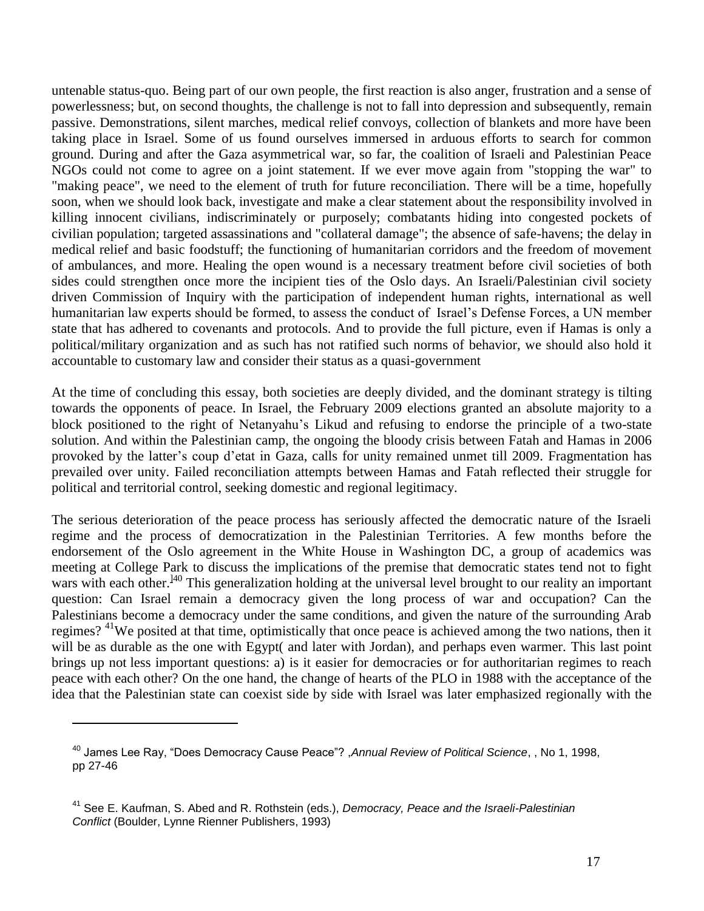untenable status-quo. Being part of our own people, the first reaction is also anger, frustration and a sense of powerlessness; but, on second thoughts, the challenge is not to fall into depression and subsequently, remain passive. Demonstrations, silent marches, medical relief convoys, collection of blankets and more have been taking place in Israel. Some of us found ourselves immersed in arduous efforts to search for common ground. During and after the Gaza asymmetrical war, so far, the coalition of Israeli and Palestinian Peace NGOs could not come to agree on a joint statement. If we ever move again from "stopping the war" to "making peace", we need to the element of truth for future reconciliation. There will be a time, hopefully soon, when we should look back, investigate and make a clear statement about the responsibility involved in killing innocent civilians, indiscriminately or purposely; combatants hiding into congested pockets of civilian population; targeted assassinations and "collateral damage"; the absence of safe-havens; the delay in medical relief and basic foodstuff; the functioning of humanitarian corridors and the freedom of movement of ambulances, and more. Healing the open wound is a necessary treatment before civil societies of both sides could strengthen once more the incipient ties of the Oslo days. An Israeli/Palestinian civil society driven Commission of Inquiry with the participation of independent human rights, international as well humanitarian law experts should be formed, to assess the conduct of Israel's Defense Forces, a UN member state that has adhered to covenants and protocols. And to provide the full picture, even if Hamas is only a political/military organization and as such has not ratified such norms of behavior, we should also hold it accountable to customary law and consider their status as a quasi-government

At the time of concluding this essay, both societies are deeply divided, and the dominant strategy is tilting towards the opponents of peace. In Israel, the February 2009 elections granted an absolute majority to a block positioned to the right of Netanyahu's Likud and refusing to endorse the principle of a two-state solution. And within the Palestinian camp, the ongoing the bloody crisis between Fatah and Hamas in 2006 provoked by the latter's coup d'etat in Gaza, calls for unity remained unmet till 2009. Fragmentation has prevailed over unity. Failed reconciliation attempts between Hamas and Fatah reflected their struggle for political and territorial control, seeking domestic and regional legitimacy.

The serious deterioration of the peace process has seriously affected the democratic nature of the Israeli regime and the process of democratization in the Palestinian Territories. A few months before the endorsement of the Oslo agreement in the White House in Washington DC, a group of academics was meeting at College Park to discuss the implications of the premise that democratic states tend not to fight wars with each other.[40] This generalization holding at the universal level brought to our reality an important question: Can Israel remain a democracy given the long process of war and occupation? Can the Palestinians become a democracy under the same conditions, and given the nature of the surrounding Arab regimes? [41]We posited at that time, optimistically that once peace is achieved among the two nations, then it will be as durable as the one with Egypt( and later with Jordan), and perhaps even warmer. This last point brings up not less important questions: a) is it easier for democracies or for authoritarian regimes to reach peace with each other? On the one hand, the change of hearts of the PLO in 1988 with the acceptance of the idea that the Palestinian state can coexist side by side with Israel was later emphasized regionally with the

---

[40] James Lee Ray, "Does Democracy Cause Peace"? ,*Annual Review of Political Science*, , No 1, 1998, pp 27-46

[41] See E. Kaufman, S. Abed and R. Rothstein (eds.), *Democracy, Peace and the Israeli-Palestinian Conflict* (Boulder, Lynne Rienner Publishers, 1993)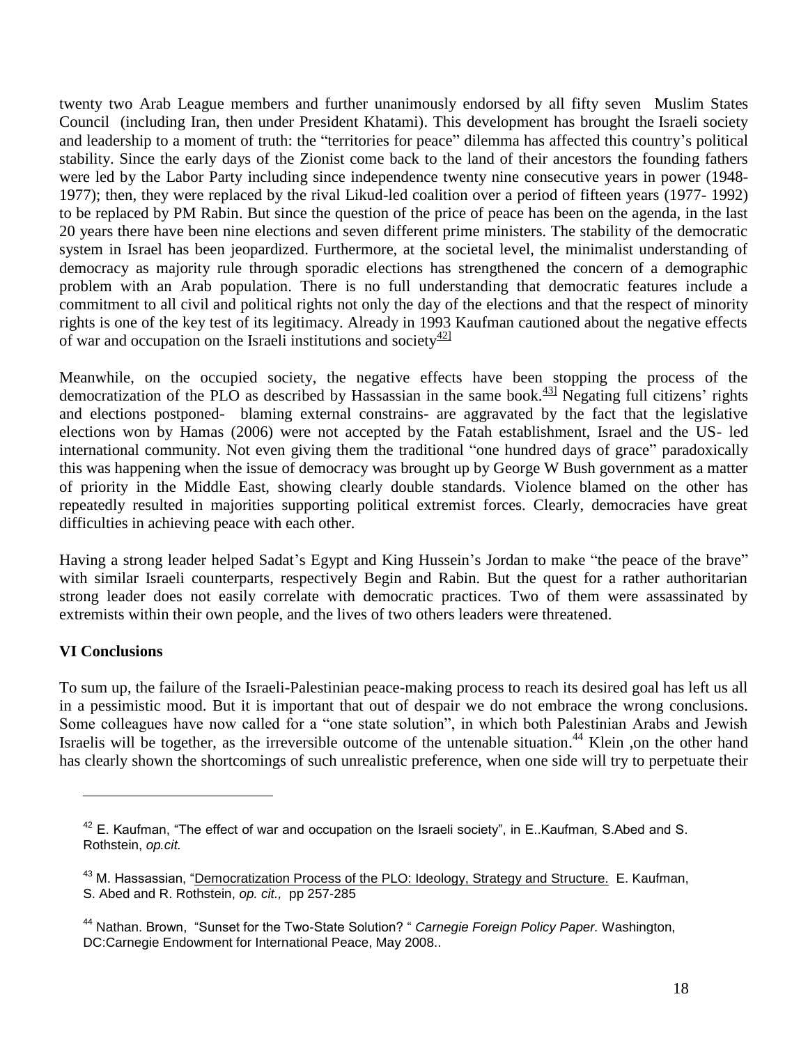twenty two Arab League members and further unanimously endorsed by all fifty seven Muslim States Council (including Iran, then under President Khatami). This development has brought the Israeli society and leadership to a moment of truth: the "territories for peace" dilemma has affected this country's political stability. Since the early days of the Zionist come back to the land of their ancestors the founding fathers were led by the Labor Party including since independence twenty nine consecutive years in power (1948-1977); then, they were replaced by the rival Likud-led coalition over a period of fifteen years (1977- 1992) to be replaced by PM Rabin. But since the question of the price of peace has been on the agenda, in the last 20 years there have been nine elections and seven different prime ministers. The stability of the democratic system in Israel has been jeopardized. Furthermore, at the societal level, the minimalist understanding of democracy as majority rule through sporadic elections has strengthened the concern of a demographic problem with an Arab population. There is no full understanding that democratic features include a commitment to all civil and political rights not only the day of the elections and that the respect of minority rights is one of the key test of its legitimacy. Already in 1993 Kaufman cautioned about the negative effects of war and occupation on the Israeli institutions and society[42]

Meanwhile, on the occupied society, the negative effects have been stopping the process of the democratization of the PLO as described by Hassassian in the same book.[43] Negating full citizens' rights and elections postponed- blaming external constrains- are aggravated by the fact that the legislative elections won by Hamas (2006) were not accepted by the Fatah establishment, Israel and the US- led international community. Not even giving them the traditional "one hundred days of grace" paradoxically this was happening when the issue of democracy was brought up by George W Bush government as a matter of priority in the Middle East, showing clearly double standards. Violence blamed on the other has repeatedly resulted in majorities supporting political extremist forces. Clearly, democracies have great difficulties in achieving peace with each other.

Having a strong leader helped Sadat's Egypt and King Hussein's Jordan to make "the peace of the brave" with similar Israeli counterparts, respectively Begin and Rabin. But the quest for a rather authoritarian strong leader does not easily correlate with democratic practices. Two of them were assassinated by extremists within their own people, and the lives of two others leaders were threatened.

## VI Conclusions

To sum up, the failure of the Israeli-Palestinian peace-making process to reach its desired goal has left us all in a pessimistic mood. But it is important that out of despair we do not embrace the wrong conclusions. Some colleagues have now called for a "one state solution", in which both Palestinian Arabs and Jewish Israelis will be together, as the irreversible outcome of the untenable situation.[44] Klein ,on the other hand has clearly shown the shortcomings of such unrealistic preference, when one side will try to perpetuate their

---

[42] E. Kaufman, "The effect of war and occupation on the Israeli society", in E..Kaufman, S.Abed and S. Rothstein, *op.cit.*

[43] M. Hassassian, "Democratization Process of the PLO: Ideology, Strategy and Structure. E. Kaufman, S. Abed and R. Rothstein, *op. cit.,* pp 257-285

[44] Nathan. Brown, "Sunset for the Two-State Solution? " *Carnegie Foreign Policy Paper.* Washington, DC:Carnegie Endowment for International Peace, May 2008..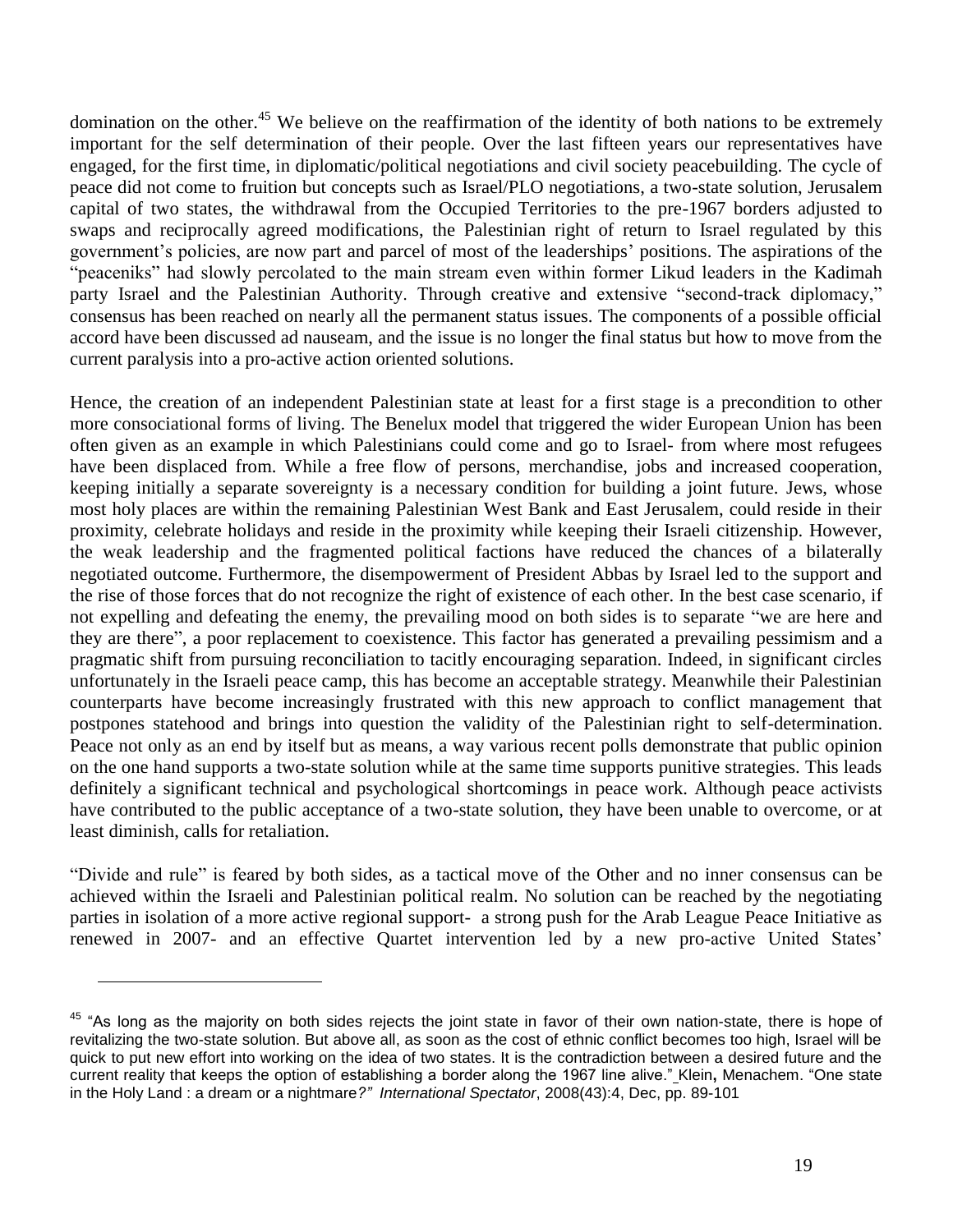domination on the other.[45] We believe on the reaffirmation of the identity of both nations to be extremely important for the self determination of their people. Over the last fifteen years our representatives have engaged, for the first time, in diplomatic/political negotiations and civil society peacebuilding. The cycle of peace did not come to fruition but concepts such as Israel/PLO negotiations, a two-state solution, Jerusalem capital of two states, the withdrawal from the Occupied Territories to the pre-1967 borders adjusted to swaps and reciprocally agreed modifications, the Palestinian right of return to Israel regulated by this government's policies, are now part and parcel of most of the leaderships' positions. The aspirations of the "peaceniks" had slowly percolated to the main stream even within former Likud leaders in the Kadimah party Israel and the Palestinian Authority. Through creative and extensive "second-track diplomacy," consensus has been reached on nearly all the permanent status issues. The components of a possible official accord have been discussed ad nauseam, and the issue is no longer the final status but how to move from the current paralysis into a pro-active action oriented solutions.

Hence, the creation of an independent Palestinian state at least for a first stage is a precondition to other more consociational forms of living. The Benelux model that triggered the wider European Union has been often given as an example in which Palestinians could come and go to Israel- from where most refugees have been displaced from. While a free flow of persons, merchandise, jobs and increased cooperation, keeping initially a separate sovereignty is a necessary condition for building a joint future. Jews, whose most holy places are within the remaining Palestinian West Bank and East Jerusalem, could reside in their proximity, celebrate holidays and reside in the proximity while keeping their Israeli citizenship. However, the weak leadership and the fragmented political factions have reduced the chances of a bilaterally negotiated outcome. Furthermore, the disempowerment of President Abbas by Israel led to the support and the rise of those forces that do not recognize the right of existence of each other. In the best case scenario, if not expelling and defeating the enemy, the prevailing mood on both sides is to separate "we are here and they are there", a poor replacement to coexistence. This factor has generated a prevailing pessimism and a pragmatic shift from pursuing reconciliation to tacitly encouraging separation. Indeed, in significant circles unfortunately in the Israeli peace camp, this has become an acceptable strategy. Meanwhile their Palestinian counterparts have become increasingly frustrated with this new approach to conflict management that postpones statehood and brings into question the validity of the Palestinian right to self-determination. Peace not only as an end by itself but as means, a way various recent polls demonstrate that public opinion on the one hand supports a two-state solution while at the same time supports punitive strategies. This leads definitely a significant technical and psychological shortcomings in peace work. Although peace activists have contributed to the public acceptance of a two-state solution, they have been unable to overcome, or at least diminish, calls for retaliation.

"Divide and rule" is feared by both sides, as a tactical move of the Other and no inner consensus can be achieved within the Israeli and Palestinian political realm. No solution can be reached by the negotiating parties in isolation of a more active regional support- a strong push for the Arab League Peace Initiative as renewed in 2007- and an effective Quartet intervention led by a new pro-active United States'

---

[45] "As long as the majority on both sides rejects the joint state in favor of their own nation-state, there is hope of revitalizing the two-state solution. But above all, as soon as the cost of ethnic conflict becomes too high, Israel will be quick to put new effort into working on the idea of two states. It is the contradiction between a desired future and the current reality that keeps the option of establishing a border along the 1967 line alive." Klein, Menachem. "One state in the Holy Land : a dream or a nightmare?" *International Spectator*, 2008(43):4, Dec, pp. 89-101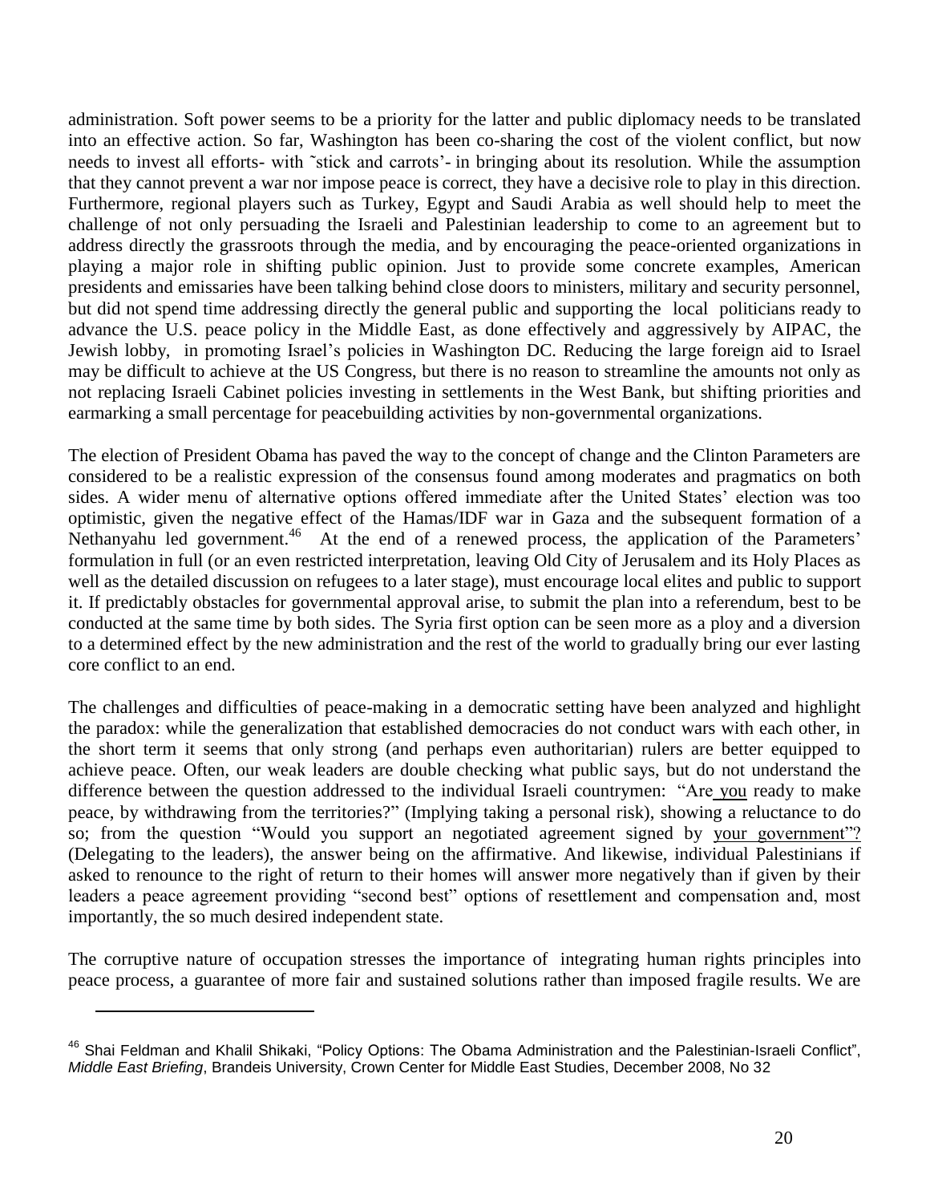administration. Soft power seems to be a priority for the latter and public diplomacy needs to be translated into an effective action. So far, Washington has been co-sharing the cost of the violent conflict, but now needs to invest all efforts- with ˜stick and carrots'- in bringing about its resolution. While the assumption that they cannot prevent a war nor impose peace is correct, they have a decisive role to play in this direction. Furthermore, regional players such as Turkey, Egypt and Saudi Arabia as well should help to meet the challenge of not only persuading the Israeli and Palestinian leadership to come to an agreement but to address directly the grassroots through the media, and by encouraging the peace-oriented organizations in playing a major role in shifting public opinion. Just to provide some concrete examples, American presidents and emissaries have been talking behind close doors to ministers, military and security personnel, but did not spend time addressing directly the general public and supporting the local politicians ready to advance the U.S. peace policy in the Middle East, as done effectively and aggressively by AIPAC, the Jewish lobby, in promoting Israel's policies in Washington DC. Reducing the large foreign aid to Israel may be difficult to achieve at the US Congress, but there is no reason to streamline the amounts not only as not replacing Israeli Cabinet policies investing in settlements in the West Bank, but shifting priorities and earmarking a small percentage for peacebuilding activities by non-governmental organizations.

The election of President Obama has paved the way to the concept of change and the Clinton Parameters are considered to be a realistic expression of the consensus found among moderates and pragmatics on both sides. A wider menu of alternative options offered immediate after the United States' election was too optimistic, given the negative effect of the Hamas/IDF war in Gaza and the subsequent formation of a Nethanyahu led government.[46] At the end of a renewed process, the application of the Parameters' formulation in full (or an even restricted interpretation, leaving Old City of Jerusalem and its Holy Places as well as the detailed discussion on refugees to a later stage), must encourage local elites and public to support it. If predictably obstacles for governmental approval arise, to submit the plan into a referendum, best to be conducted at the same time by both sides. The Syria first option can be seen more as a ploy and a diversion to a determined effect by the new administration and the rest of the world to gradually bring our ever lasting core conflict to an end.

The challenges and difficulties of peace-making in a democratic setting have been analyzed and highlight the paradox: while the generalization that established democracies do not conduct wars with each other, in the short term it seems that only strong (and perhaps even authoritarian) rulers are better equipped to achieve peace. Often, our weak leaders are double checking what public says, but do not understand the difference between the question addressed to the individual Israeli countrymen: "Are you ready to make peace, by withdrawing from the territories?" (Implying taking a personal risk), showing a reluctance to do so; from the question "Would you support an negotiated agreement signed by your government"? (Delegating to the leaders), the answer being on the affirmative. And likewise, individual Palestinians if asked to renounce to the right of return to their homes will answer more negatively than if given by their leaders a peace agreement providing "second best" options of resettlement and compensation and, most importantly, the so much desired independent state.

The corruptive nature of occupation stresses the importance of integrating human rights principles into peace process, a guarantee of more fair and sustained solutions rather than imposed fragile results. We are

---

[46] Shai Feldman and Khalil Shikaki, "Policy Options: The Obama Administration and the Palestinian-Israeli Conflict", *Middle East Briefing*, Brandeis University, Crown Center for Middle East Studies, December 2008, No 32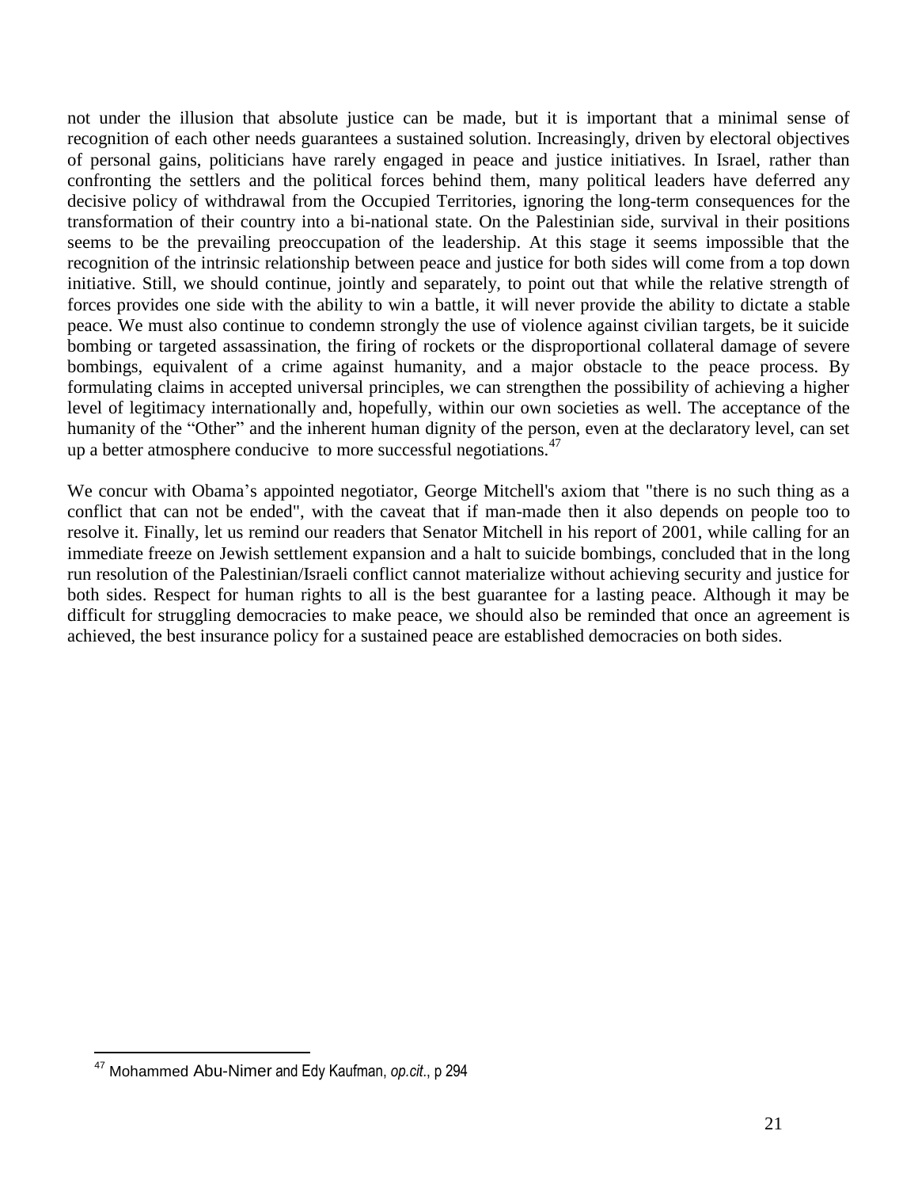not under the illusion that absolute justice can be made, but it is important that a minimal sense of recognition of each other needs guarantees a sustained solution. Increasingly, driven by electoral objectives of personal gains, politicians have rarely engaged in peace and justice initiatives. In Israel, rather than confronting the settlers and the political forces behind them, many political leaders have deferred any decisive policy of withdrawal from the Occupied Territories, ignoring the long-term consequences for the transformation of their country into a bi-national state. On the Palestinian side, survival in their positions seems to be the prevailing preoccupation of the leadership. At this stage it seems impossible that the recognition of the intrinsic relationship between peace and justice for both sides will come from a top down initiative. Still, we should continue, jointly and separately, to point out that while the relative strength of forces provides one side with the ability to win a battle, it will never provide the ability to dictate a stable peace. We must also continue to condemn strongly the use of violence against civilian targets, be it suicide bombing or targeted assassination, the firing of rockets or the disproportional collateral damage of severe bombings, equivalent of a crime against humanity, and a major obstacle to the peace process. By formulating claims in accepted universal principles, we can strengthen the possibility of achieving a higher level of legitimacy internationally and, hopefully, within our own societies as well. The acceptance of the humanity of the "Other" and the inherent human dignity of the person, even at the declaratory level, can set up a better atmosphere conducive to more successful negotiations.[47]

We concur with Obama's appointed negotiator, George Mitchell's axiom that "there is no such thing as a conflict that can not be ended", with the caveat that if man-made then it also depends on people too to resolve it. Finally, let us remind our readers that Senator Mitchell in his report of 2001, while calling for an immediate freeze on Jewish settlement expansion and a halt to suicide bombings, concluded that in the long run resolution of the Palestinian/Israeli conflict cannot materialize without achieving security and justice for both sides. Respect for human rights to all is the best guarantee for a lasting peace. Although it may be difficult for struggling democracies to make peace, we should also be reminded that once an agreement is achieved, the best insurance policy for a sustained peace are established democracies on both sides.

---

[47] Mohammed Abu-Nimer and Edy Kaufman, *op.cit.*, p 294